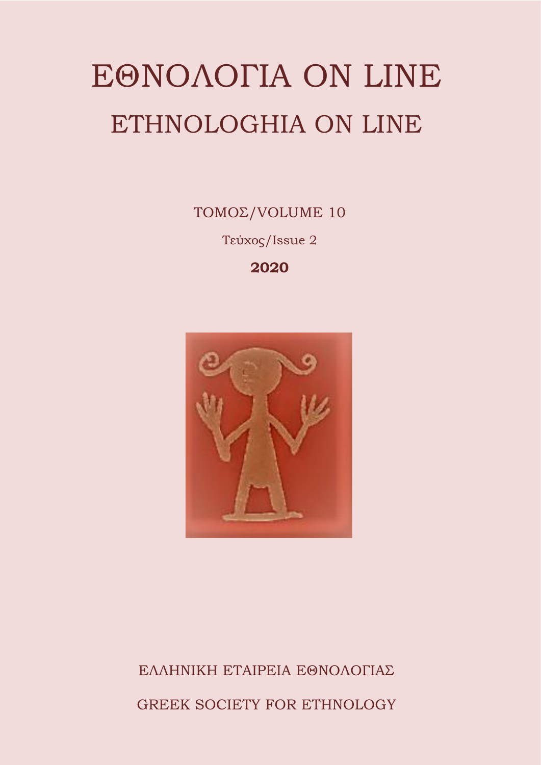# ΕΘΝΟΛΟΓΙΑ ON LINE

# ETHNOLOGHIA ON LINE

ΤΟΜΟΣ/VOLUME 10

Τεύχος/Issue 2

**2020**

ΕΛΛΗΝΙΚΗ ΕΤΑΙΡΕΙΑ ΕΘΝΟΛΟΓΙΑΣ

GREEK SOCIETY FOR ETHNOLOGY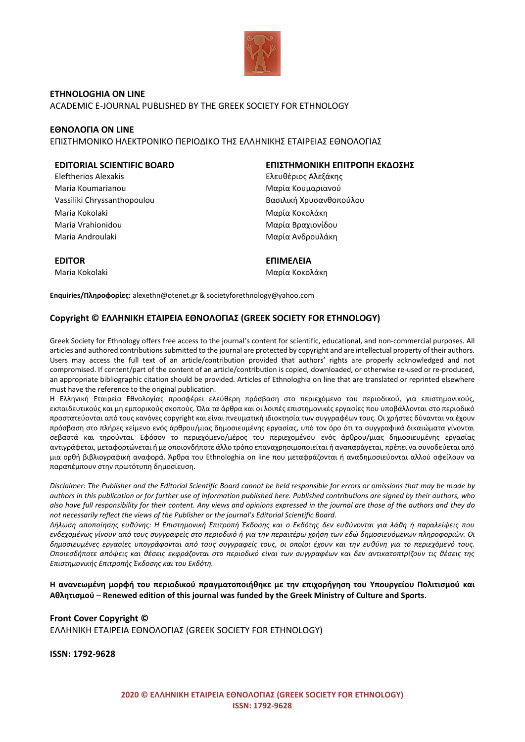**ETHNOLOGHIA ON LINE**
ACADEMIC E-JOURNAL PUBLISHED BY THE GREEK SOCIETY FOR ETHNOLOGY

**ΕΘΝΟΛΟΓΙΑ ON LINE**
ΕΠΙΣΤΗΜΟΝΙΚΟ ΗΛΕΚΤΡΟΝΙΚΟ ΠΕΡΙΟΔΙΚΟ ΤΗΣ ΕΛΛΗΝΙΚΗΣ ΕΤΑΙΡΕΙΑΣ ΕΘΝΟΛΟΓΙΑΣ

**EDITORIAL SCIENTIFIC BOARD**
Eleftherios Alexakis
Maria Koumarianou
Vassiliki Chryssanthopoulou
Maria Kokolaki
Maria Vrahionidou
Maria Androulaki

**ΕΠΙΣΤΗΜΟΝΙΚΗ ΕΠΙΤΡΟΠΗ ΕΚΔΟΣΗΣ**
Ελευθέριος Αλεξάκης
Μαρία Κουμαριανού
Βασιλική Χρυσανθοπούλου
Μαρία Κοκολάκη
Μαρία Βραχιονίδου
Μαρία Ανδρουλάκη

**EDITOR**
Maria Kokolaki

**ΕΠΙΜΕΛΕΙΑ**
Μαρία Κοκολάκη

**Enquiries/Πληροφορίες:** alexethn@otenet.gr & societyforethnology@yahoo.com

**Copyright © ΕΛΛΗΝΙΚΗ ΕΤΑΙΡΕΙΑ ΕΘΝΟΛΟΓΙΑΣ (GREEK SOCIETY FOR ETHNOLOGY)**

Greek Society for Ethnology offers free access to the journal's content for scientific, educational, and non-commercial purposes. All articles and authored contributions submitted to the journal are protected by copyright and are intellectual property of their authors. Users may access the full text of an article/contribution provided that authors' rights are properly acknowledged and not compromised. If content/part of the content of an article/contribution is copied, downloaded, or otherwise re-used or re-produced, an appropriate bibliographic citation should be provided. Articles of Ethnologhia on line that are translated or reprinted elsewhere must have the reference to the original publication.
Η Ελληνική Εταιρεία Εθνολογίας προσφέρει ελεύθερη πρόσβαση στο περιεχόμενο του περιοδικού, για επιστημονικούς, εκπαιδευτικούς και μη εμπορικούς σκοπούς. Όλα τα άρθρα και οι λοιπές επιστημονικές εργασίες που υποβάλλονται στο περιοδικό προστατεύονται από τους κανόνες copyright και είναι πνευματική ιδιοκτησία των συγγραφέων τους. Οι χρήστες δύνανται να έχουν πρόσβαση στο πλήρες κείμενο ενός άρθρου/μιας δημοσιευμένης εργασίας, υπό τον όρο ότι τα συγγραφικά δικαιώματα γίνονται σεβαστά και τηρούνται. Εφόσον το περιεχόμενο/μέρος του περιεχομένου ενός άρθρου/μιας δημοσιευμένης εργασίας αντιγράφεται, μεταφορτώνεται ή με οποιονδήποτε άλλο τρόπο επαναχρησιμοποιείται ή αναπαράγεται, πρέπει να συνοδεύεται από μια ορθή βιβλιογραφική αναφορά. Άρθρα του Ethnologhia on line που μεταφράζονται ή αναδημοσιεύονται αλλού οφείλουν να παραπέμπουν στην πρωτότυπη δημοσίευση.

*Disclaimer: The Publisher and the Editorial Scientific Board cannot be held responsible for errors or omissions that may be made by authors in this publication or for further use of information published here. Published contributions are signed by their authors, who also have full responsibility for their content. Any views and opinions expressed in the journal are those of the authors and they do not necessarily reflect the views of the Publisher or the journal's Editorial Scientific Board.*
*Δήλωση αποποίησης ευθύνης: Η Επιστημονική Επιτροπή Έκδοσης και ο Εκδότης δεν ευθύνονται για λάθη ή παραλείψεις που ενδεχομένως γίνουν από τους συγγραφείς στο περιοδικό ή για την περαιτέρω χρήση των εδώ δημοσιευόμενων πληροφοριών. Οι δημοσιευμένες εργασίες υπογράφονται από τους συγγραφείς τους, οι οποίοι έχουν και την ευθύνη για το περιεχόμενό τους. Οποιεσδήποτε απόψεις και θέσεις εκφράζονται στο περιοδικό είναι των συγγραφέων και δεν αντικατοπτρίζουν τις θέσεις της Επιστημονικής Επιτροπής Έκδοσης και του Εκδότη.*

**Η ανανεωμένη μορφή του περιοδικού πραγματοποιήθηκε με την επιχορήγηση του Υπουργείου Πολιτισμού και Αθλητισμού – Renewed edition of this journal was funded by the Greek Ministry of Culture and Sports.**

**Front Cover Copyright ©**
ΕΛΛΗΝΙΚΗ ΕΤΑΙΡΕΙΑ ΕΘΝΟΛΟΓΙΑΣ (GREEK SOCIETY FOR ETHNOLOGY)

**ISSN: 1792-9628**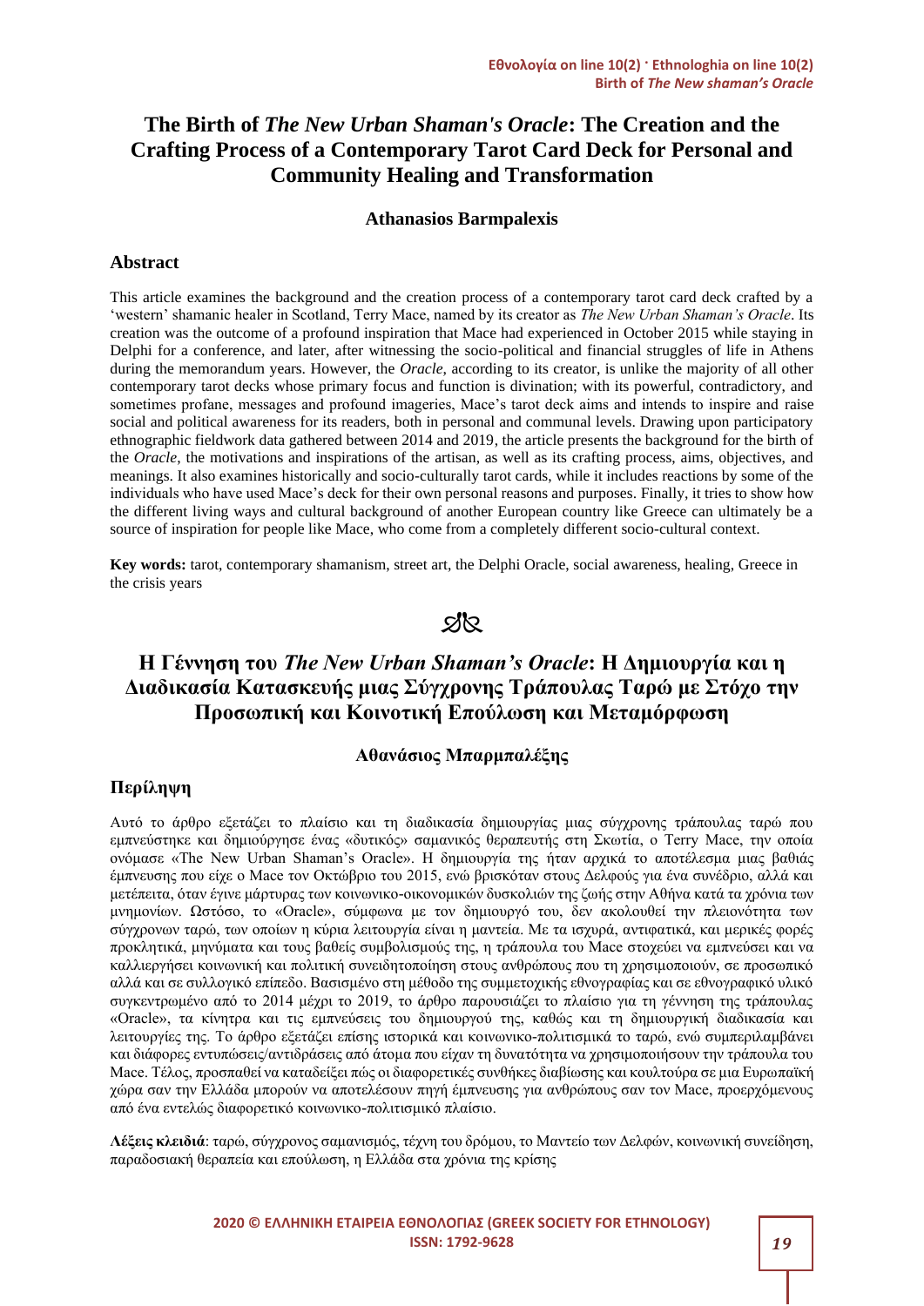# The Birth of *The New Urban Shaman's Oracle*: The Creation and the Crafting Process of a Contemporary Tarot Card Deck for Personal and Community Healing and Transformation

**Athanasios Barmpalexis**

## Abstract

This article examines the background and the creation process of a contemporary tarot card deck crafted by a 'western' shamanic healer in Scotland, Terry Mace, named by its creator as *The New Urban Shaman's Oracle*. Its creation was the outcome of a profound inspiration that Mace had experienced in October 2015 while staying in Delphi for a conference, and later, after witnessing the socio-political and financial struggles of life in Athens during the memorandum years. However, the *Oracle*, according to its creator, is unlike the majority of all other contemporary tarot decks whose primary focus and function is divination; with its powerful, contradictory, and sometimes profane, messages and profound imageries, Mace's tarot deck aims and intends to inspire and raise social and political awareness for its readers, both in personal and communal levels. Drawing upon participatory ethnographic fieldwork data gathered between 2014 and 2019, the article presents the background for the birth of the *Oracle*, the motivations and inspirations of the artisan, as well as its crafting process, aims, objectives, and meanings. It also examines historically and socio-culturally tarot cards, while it includes reactions by some of the individuals who have used Mace's deck for their own personal reasons and purposes. Finally, it tries to show how the different living ways and cultural background of another European country like Greece can ultimately be a source of inspiration for people like Mace, who come from a completely different socio-cultural context.

**Key words:** tarot, contemporary shamanism, street art, the Delphi Oracle, social awareness, healing, Greece in the crisis years

# Η Γέννηση του *The New Urban Shaman's Oracle*: Η Δημιουργία και η Διαδικασία Κατασκευής μιας Σύγχρονης Τράπουλας Ταρώ με Στόχο την Προσωπική και Κοινοτική Επούλωση και Μεταμόρφωση

**Αθανάσιος Μπαρμπαλέξης**

## Περίληψη

Αυτό το άρθρο εξετάζει το πλαίσιο και τη διαδικασία δημιουργίας μιας σύγχρονης τράπουλας ταρώ που εμπνεύστηκε και δημιούργησε ένας «δυτικός» σαμανικός θεραπευτής στη Σκωτία, ο Terry Mace, την οποία ονόμασε «The New Urban Shaman's Oracle». Η δημιουργία της ήταν αρχικά το αποτέλεσμα μιας βαθιάς έμπνευσης που είχε ο Mace τον Οκτώβριο του 2015, ενώ βρισκόταν στους Δελφούς για ένα συνέδριο, αλλά και μετέπειτα, όταν έγινε μάρτυρας των κοινωνικο-οικονομικών δυσκολιών της ζωής στην Αθήνα κατά τα χρόνια των μνημονίων. Ωστόσο, το «Oracle», σύμφωνα με τον δημιουργό του, δεν ακολουθεί την πλειονότητα των σύγχρονων ταρώ, των οποίων η κύρια λειτουργία είναι η μαντεία. Με τα ισχυρά, αντιφατικά, και μερικές φορές προκλητικά, μηνύματα και τους βαθείς συμβολισμούς της, η τράπουλα του Mace στοχεύει να εμπνεύσει και να καλλιεργήσει κοινωνική και πολιτική συνειδητοποίηση στους ανθρώπους που τη χρησιμοποιούν, σε προσωπικό αλλά και σε συλλογικό επίπεδο. Βασισμένο στη μέθοδο της συμμετοχικής εθνογραφίας και σε εθνογραφικό υλικό συγκεντρωμένο από το 2014 μέχρι το 2019, το άρθρο παρουσιάζει το πλαίσιο για τη γέννηση της τράπουλας «Oracle», τα κίνητρα και τις εμπνεύσεις του δημιουργού της, καθώς και τη δημιουργική διαδικασία και λειτουργίες της. Το άρθρο εξετάζει επίσης ιστορικά και κοινωνικο-πολιτισμικά το ταρώ, ενώ συμπεριλαμβάνει και διάφορες εντυπώσεις/αντιδράσεις από άτομα που είχαν τη δυνατότητα να χρησιμοποιήσουν την τράπουλα του Mace. Τέλος, προσπαθεί να καταδείξει πώς οι διαφορετικές συνθήκες διαβίωσης και κουλτούρα σε μια Ευρωπαϊκή χώρα σαν την Ελλάδα μπορούν να αποτελέσουν πηγή έμπνευσης για ανθρώπους σαν τον Mace, προερχόμενους από ένα εντελώς διαφορετικό κοινωνικο-πολιτισμικό πλαίσιο.

**Λέξεις κλειδιά**: ταρώ, σύγχρονος σαμανισμός, τέχνη του δρόμου, το Μαντείο των Δελφών, κοινωνική συνείδηση, παραδοσιακή θεραπεία και επούλωση, η Ελλάδα στα χρόνια της κρίσης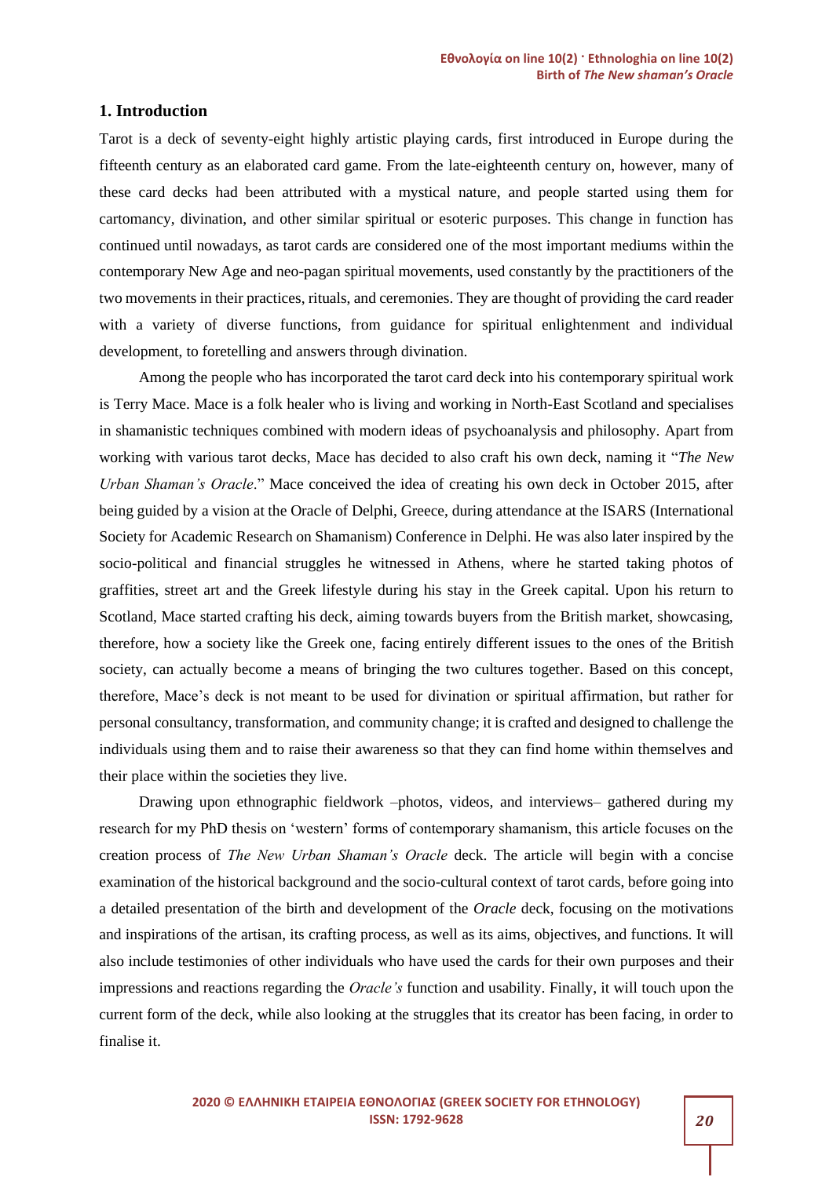## 1. Introduction

Tarot is a deck of seventy-eight highly artistic playing cards, first introduced in Europe during the fifteenth century as an elaborated card game. From the late-eighteenth century on, however, many of these card decks had been attributed with a mystical nature, and people started using them for cartomancy, divination, and other similar spiritual or esoteric purposes. This change in function has continued until nowadays, as tarot cards are considered one of the most important mediums within the contemporary New Age and neo-pagan spiritual movements, used constantly by the practitioners of the two movements in their practices, rituals, and ceremonies. They are thought of providing the card reader with a variety of diverse functions, from guidance for spiritual enlightenment and individual development, to foretelling and answers through divination.

Among the people who has incorporated the tarot card deck into his contemporary spiritual work is Terry Mace. Mace is a folk healer who is living and working in North-East Scotland and specialises in shamanistic techniques combined with modern ideas of psychoanalysis and philosophy. Apart from working with various tarot decks, Mace has decided to also craft his own deck, naming it "*The New Urban Shaman's Oracle*." Mace conceived the idea of creating his own deck in October 2015, after being guided by a vision at the Oracle of Delphi, Greece, during attendance at the ISARS (International Society for Academic Research on Shamanism) Conference in Delphi. He was also later inspired by the socio-political and financial struggles he witnessed in Athens, where he started taking photos of graffities, street art and the Greek lifestyle during his stay in the Greek capital. Upon his return to Scotland, Mace started crafting his deck, aiming towards buyers from the British market, showcasing, therefore, how a society like the Greek one, facing entirely different issues to the ones of the British society, can actually become a means of bringing the two cultures together. Based on this concept, therefore, Mace's deck is not meant to be used for divination or spiritual affirmation, but rather for personal consultancy, transformation, and community change; it is crafted and designed to challenge the individuals using them and to raise their awareness so that they can find home within themselves and their place within the societies they live.

Drawing upon ethnographic fieldwork –photos, videos, and interviews– gathered during my research for my PhD thesis on 'western' forms of contemporary shamanism, this article focuses on the creation process of *The New Urban Shaman's Oracle* deck. The article will begin with a concise examination of the historical background and the socio-cultural context of tarot cards, before going into a detailed presentation of the birth and development of the *Oracle* deck, focusing on the motivations and inspirations of the artisan, its crafting process, as well as its aims, objectives, and functions. It will also include testimonies of other individuals who have used the cards for their own purposes and their impressions and reactions regarding the *Oracle's* function and usability. Finally, it will touch upon the current form of the deck, while also looking at the struggles that its creator has been facing, in order to finalise it.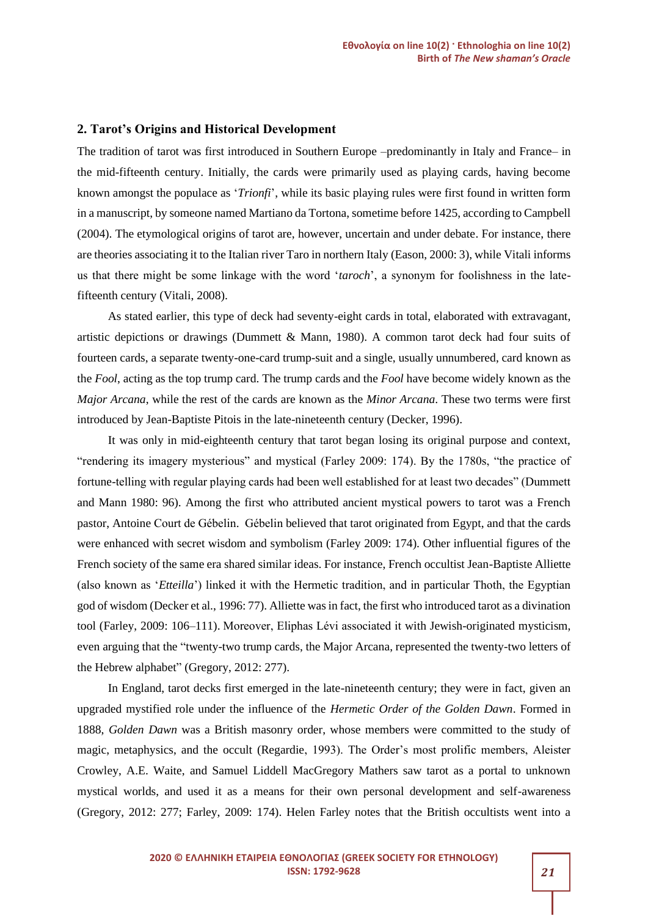## 2. Tarot's Origins and Historical Development

The tradition of tarot was first introduced in Southern Europe –predominantly in Italy and France– in the mid-fifteenth century. Initially, the cards were primarily used as playing cards, having become known amongst the populace as '*Trionfi*', while its basic playing rules were first found in written form in a manuscript, by someone named Martiano da Tortona, sometime before 1425, according to Campbell (2004). The etymological origins of tarot are, however, uncertain and under debate. For instance, there are theories associating it to the Italian river Taro in northern Italy (Eason, 2000: 3), while Vitali informs us that there might be some linkage with the word '*taroch*', a synonym for foolishness in the late-fifteenth century (Vitali, 2008).

As stated earlier, this type of deck had seventy-eight cards in total, elaborated with extravagant, artistic depictions or drawings (Dummett & Mann, 1980). A common tarot deck had four suits of fourteen cards, a separate twenty-one-card trump-suit and a single, usually unnumbered, card known as the *Fool*, acting as the top trump card. The trump cards and the *Fool* have become widely known as the *Major Arcana*, while the rest of the cards are known as the *Minor Arcana*. These two terms were first introduced by Jean-Baptiste Pitois in the late-nineteenth century (Decker, 1996).

It was only in mid-eighteenth century that tarot began losing its original purpose and context, "rendering its imagery mysterious" and mystical (Farley 2009: 174). By the 1780s, "the practice of fortune-telling with regular playing cards had been well established for at least two decades" (Dummett and Mann 1980: 96). Among the first who attributed ancient mystical powers to tarot was a French pastor, Antoine Court de Gébelin. Gébelin believed that tarot originated from Egypt, and that the cards were enhanced with secret wisdom and symbolism (Farley 2009: 174). Other influential figures of the French society of the same era shared similar ideas. For instance, French occultist Jean-Baptiste Alliette (also known as '*Etteilla*') linked it with the Hermetic tradition, and in particular Thoth, the Egyptian god of wisdom (Decker et al., 1996: 77). Alliette was in fact, the first who introduced tarot as a divination tool (Farley, 2009: 106–111). Moreover, Eliphas Lévi associated it with Jewish-originated mysticism, even arguing that the "twenty-two trump cards, the Major Arcana, represented the twenty-two letters of the Hebrew alphabet" (Gregory, 2012: 277).

In England, tarot decks first emerged in the late-nineteenth century; they were in fact, given an upgraded mystified role under the influence of the *Hermetic Order of the Golden Dawn*. Formed in 1888, *Golden Dawn* was a British masonry order, whose members were committed to the study of magic, metaphysics, and the occult (Regardie, 1993). The Order's most prolific members, Aleister Crowley, A.E. Waite, and Samuel Liddell MacGregory Mathers saw tarot as a portal to unknown mystical worlds, and used it as a means for their own personal development and self-awareness (Gregory, 2012: 277; Farley, 2009: 174). Helen Farley notes that the British occultists went into a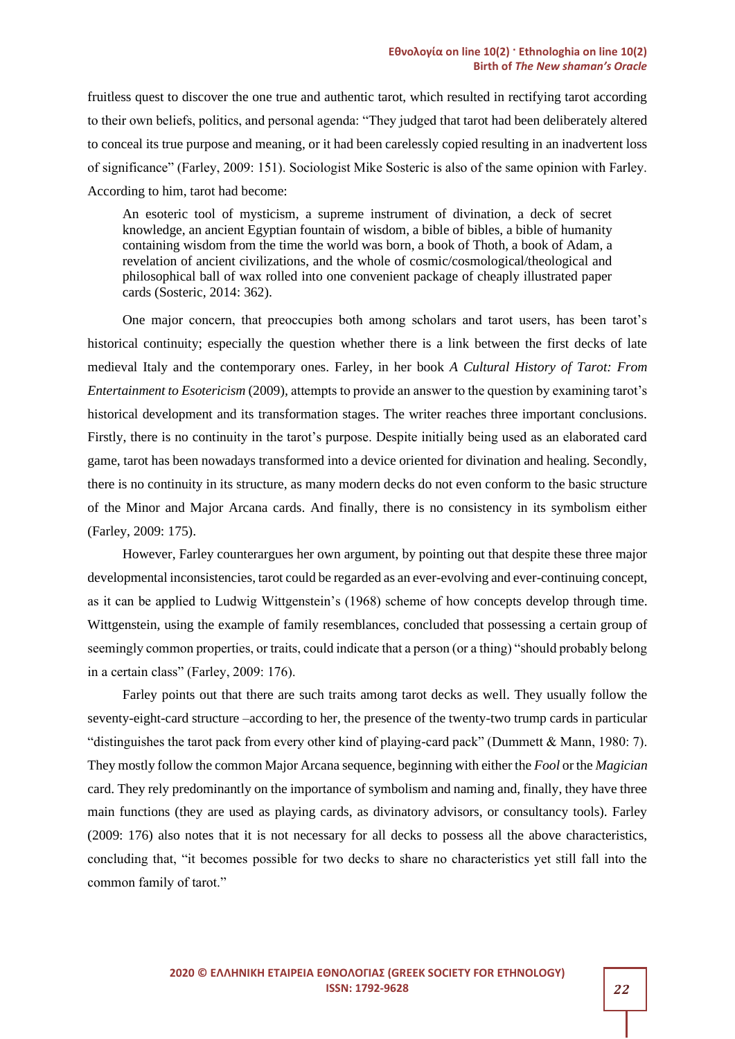fruitless quest to discover the one true and authentic tarot, which resulted in rectifying tarot according to their own beliefs, politics, and personal agenda: "They judged that tarot had been deliberately altered to conceal its true purpose and meaning, or it had been carelessly copied resulting in an inadvertent loss of significance" (Farley, 2009: 151). Sociologist Mike Sosteric is also of the same opinion with Farley. According to him, tarot had become:

> An esoteric tool of mysticism, a supreme instrument of divination, a deck of secret knowledge, an ancient Egyptian fountain of wisdom, a bible of bibles, a bible of humanity containing wisdom from the time the world was born, a book of Thoth, a book of Adam, a revelation of ancient civilizations, and the whole of cosmic/cosmological/theological and philosophical ball of wax rolled into one convenient package of cheaply illustrated paper cards (Sosteric, 2014: 362).

One major concern, that preoccupies both among scholars and tarot users, has been tarot's historical continuity; especially the question whether there is a link between the first decks of late medieval Italy and the contemporary ones. Farley, in her book *A Cultural History of Tarot: From Entertainment to Esotericism* (2009), attempts to provide an answer to the question by examining tarot's historical development and its transformation stages. The writer reaches three important conclusions. Firstly, there is no continuity in the tarot's purpose. Despite initially being used as an elaborated card game, tarot has been nowadays transformed into a device oriented for divination and healing. Secondly, there is no continuity in its structure, as many modern decks do not even conform to the basic structure of the Minor and Major Arcana cards. And finally, there is no consistency in its symbolism either (Farley, 2009: 175).

However, Farley counterargues her own argument, by pointing out that despite these three major developmental inconsistencies, tarot could be regarded as an ever-evolving and ever-continuing concept, as it can be applied to Ludwig Wittgenstein's (1968) scheme of how concepts develop through time. Wittgenstein, using the example of family resemblances, concluded that possessing a certain group of seemingly common properties, or traits, could indicate that a person (or a thing) "should probably belong in a certain class" (Farley, 2009: 176).

Farley points out that there are such traits among tarot decks as well. They usually follow the seventy-eight-card structure –according to her, the presence of the twenty-two trump cards in particular "distinguishes the tarot pack from every other kind of playing-card pack" (Dummett & Mann, 1980: 7). They mostly follow the common Major Arcana sequence, beginning with either the *Fool* or the *Magician* card. They rely predominantly on the importance of symbolism and naming and, finally, they have three main functions (they are used as playing cards, as divinatory advisors, or consultancy tools). Farley (2009: 176) also notes that it is not necessary for all decks to possess all the above characteristics, concluding that, "it becomes possible for two decks to share no characteristics yet still fall into the common family of tarot."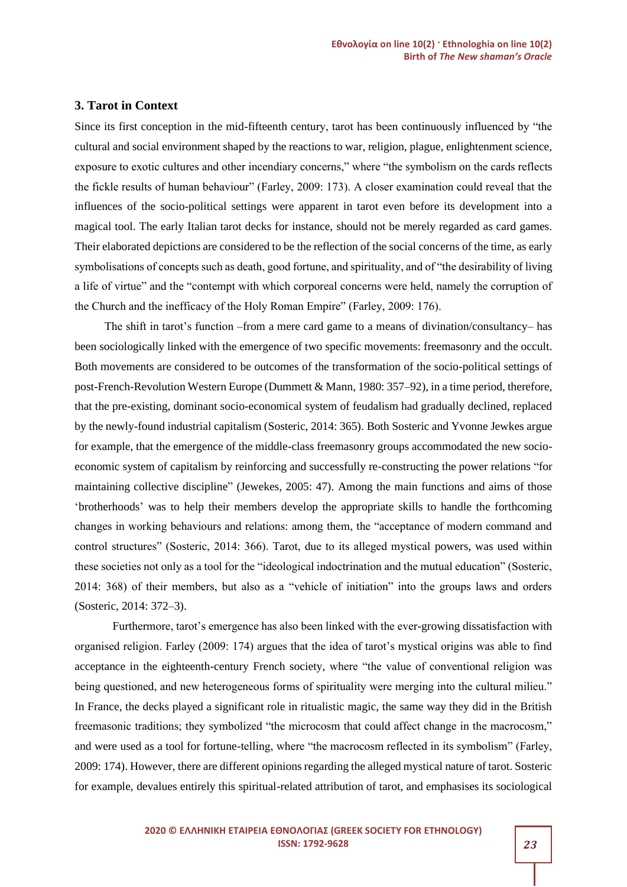## 3. Tarot in Context

Since its first conception in the mid-fifteenth century, tarot has been continuously influenced by "the cultural and social environment shaped by the reactions to war, religion, plague, enlightenment science, exposure to exotic cultures and other incendiary concerns," where "the symbolism on the cards reflects the fickle results of human behaviour" (Farley, 2009: 173). A closer examination could reveal that the influences of the socio-political settings were apparent in tarot even before its development into a magical tool. The early Italian tarot decks for instance, should not be merely regarded as card games. Their elaborated depictions are considered to be the reflection of the social concerns of the time, as early symbolisations of concepts such as death, good fortune, and spirituality, and of "the desirability of living a life of virtue" and the "contempt with which corporeal concerns were held, namely the corruption of the Church and the inefficacy of the Holy Roman Empire" (Farley, 2009: 176).

The shift in tarot's function –from a mere card game to a means of divination/consultancy– has been sociologically linked with the emergence of two specific movements: freemasonry and the occult. Both movements are considered to be outcomes of the transformation of the socio-political settings of post-French-Revolution Western Europe (Dummett & Mann, 1980: 357–92), in a time period, therefore, that the pre-existing, dominant socio-economical system of feudalism had gradually declined, replaced by the newly-found industrial capitalism (Sosteric, 2014: 365). Both Sosteric and Yvonne Jewkes argue for example, that the emergence of the middle-class freemasonry groups accommodated the new socio-economic system of capitalism by reinforcing and successfully re-constructing the power relations "for maintaining collective discipline" (Jewekes, 2005: 47). Among the main functions and aims of those 'brotherhoods' was to help their members develop the appropriate skills to handle the forthcoming changes in working behaviours and relations: among them, the "acceptance of modern command and control structures" (Sosteric, 2014: 366). Tarot, due to its alleged mystical powers, was used within these societies not only as a tool for the "ideological indoctrination and the mutual education" (Sosteric, 2014: 368) of their members, but also as a "vehicle of initiation" into the groups laws and orders (Sosteric, 2014: 372–3).

Furthermore, tarot's emergence has also been linked with the ever-growing dissatisfaction with organised religion. Farley (2009: 174) argues that the idea of tarot's mystical origins was able to find acceptance in the eighteenth-century French society, where "the value of conventional religion was being questioned, and new heterogeneous forms of spirituality were merging into the cultural milieu." In France, the decks played a significant role in ritualistic magic, the same way they did in the British freemasonic traditions; they symbolized "the microcosm that could affect change in the macrocosm," and were used as a tool for fortune-telling, where "the macrocosm reflected in its symbolism" (Farley, 2009: 174). However, there are different opinions regarding the alleged mystical nature of tarot. Sosteric for example, devalues entirely this spiritual-related attribution of tarot, and emphasises its sociological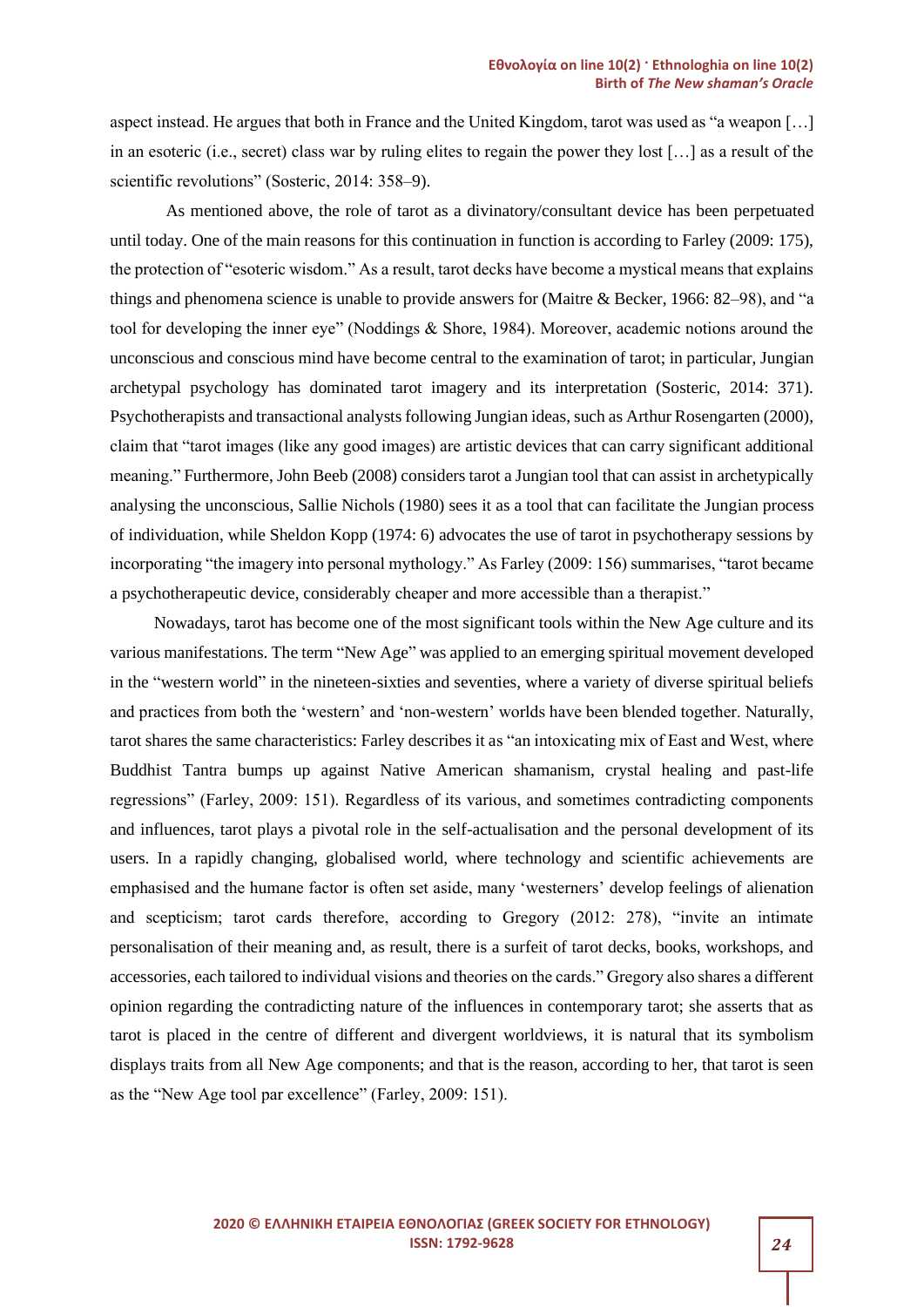aspect instead. He argues that both in France and the United Kingdom, tarot was used as "a weapon […] in an esoteric (i.e., secret) class war by ruling elites to regain the power they lost […] as a result of the scientific revolutions" (Sosteric, 2014: 358–9).

As mentioned above, the role of tarot as a divinatory/consultant device has been perpetuated until today. One of the main reasons for this continuation in function is according to Farley (2009: 175), the protection of "esoteric wisdom." As a result, tarot decks have become a mystical means that explains things and phenomena science is unable to provide answers for (Maitre & Becker, 1966: 82–98), and "a tool for developing the inner eye" (Noddings & Shore, 1984). Moreover, academic notions around the unconscious and conscious mind have become central to the examination of tarot; in particular, Jungian archetypal psychology has dominated tarot imagery and its interpretation (Sosteric, 2014: 371). Psychotherapists and transactional analysts following Jungian ideas, such as Arthur Rosengarten (2000), claim that "tarot images (like any good images) are artistic devices that can carry significant additional meaning." Furthermore, John Beeb (2008) considers tarot a Jungian tool that can assist in archetypically analysing the unconscious, Sallie Nichols (1980) sees it as a tool that can facilitate the Jungian process of individuation, while Sheldon Kopp (1974: 6) advocates the use of tarot in psychotherapy sessions by incorporating "the imagery into personal mythology." As Farley (2009: 156) summarises, "tarot became a psychotherapeutic device, considerably cheaper and more accessible than a therapist."

Nowadays, tarot has become one of the most significant tools within the New Age culture and its various manifestations. The term "New Age" was applied to an emerging spiritual movement developed in the "western world" in the nineteen-sixties and seventies, where a variety of diverse spiritual beliefs and practices from both the 'western' and 'non-western' worlds have been blended together. Naturally, tarot shares the same characteristics: Farley describes it as "an intoxicating mix of East and West, where Buddhist Tantra bumps up against Native American shamanism, crystal healing and past-life regressions" (Farley, 2009: 151). Regardless of its various, and sometimes contradicting components and influences, tarot plays a pivotal role in the self-actualisation and the personal development of its users. In a rapidly changing, globalised world, where technology and scientific achievements are emphasised and the humane factor is often set aside, many 'westerners' develop feelings of alienation and scepticism; tarot cards therefore, according to Gregory (2012: 278), "invite an intimate personalisation of their meaning and, as result, there is a surfeit of tarot decks, books, workshops, and accessories, each tailored to individual visions and theories on the cards." Gregory also shares a different opinion regarding the contradicting nature of the influences in contemporary tarot; she asserts that as tarot is placed in the centre of different and divergent worldviews, it is natural that its symbolism displays traits from all New Age components; and that is the reason, according to her, that tarot is seen as the "New Age tool par excellence" (Farley, 2009: 151).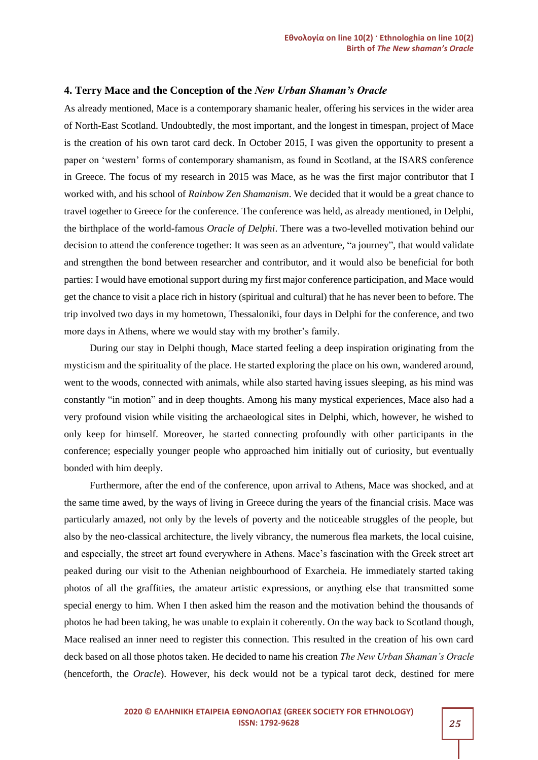## 4. Terry Mace and the Conception of the *New Urban Shaman's Oracle*

As already mentioned, Mace is a contemporary shamanic healer, offering his services in the wider area of North-East Scotland. Undoubtedly, the most important, and the longest in timespan, project of Mace is the creation of his own tarot card deck. In October 2015, I was given the opportunity to present a paper on 'western' forms of contemporary shamanism, as found in Scotland, at the ISARS conference in Greece. The focus of my research in 2015 was Mace, as he was the first major contributor that I worked with, and his school of *Rainbow Zen Shamanism*. We decided that it would be a great chance to travel together to Greece for the conference. The conference was held, as already mentioned, in Delphi, the birthplace of the world-famous *Oracle of Delphi*. There was a two-levelled motivation behind our decision to attend the conference together: It was seen as an adventure, "a journey", that would validate and strengthen the bond between researcher and contributor, and it would also be beneficial for both parties: I would have emotional support during my first major conference participation, and Mace would get the chance to visit a place rich in history (spiritual and cultural) that he has never been to before. The trip involved two days in my hometown, Thessaloniki, four days in Delphi for the conference, and two more days in Athens, where we would stay with my brother's family.

During our stay in Delphi though, Mace started feeling a deep inspiration originating from the mysticism and the spirituality of the place. He started exploring the place on his own, wandered around, went to the woods, connected with animals, while also started having issues sleeping, as his mind was constantly "in motion" and in deep thoughts. Among his many mystical experiences, Mace also had a very profound vision while visiting the archaeological sites in Delphi, which, however, he wished to only keep for himself. Moreover, he started connecting profoundly with other participants in the conference; especially younger people who approached him initially out of curiosity, but eventually bonded with him deeply.

Furthermore, after the end of the conference, upon arrival to Athens, Mace was shocked, and at the same time awed, by the ways of living in Greece during the years of the financial crisis. Mace was particularly amazed, not only by the levels of poverty and the noticeable struggles of the people, but also by the neo-classical architecture, the lively vibrancy, the numerous flea markets, the local cuisine, and especially, the street art found everywhere in Athens. Mace's fascination with the Greek street art peaked during our visit to the Athenian neighbourhood of Exarcheia. He immediately started taking photos of all the graffities, the amateur artistic expressions, or anything else that transmitted some special energy to him. When I then asked him the reason and the motivation behind the thousands of photos he had been taking, he was unable to explain it coherently. On the way back to Scotland though, Mace realised an inner need to register this connection. This resulted in the creation of his own card deck based on all those photos taken. He decided to name his creation *The New Urban Shaman's Oracle* (henceforth, the *Oracle*). However, his deck would not be a typical tarot deck, destined for mere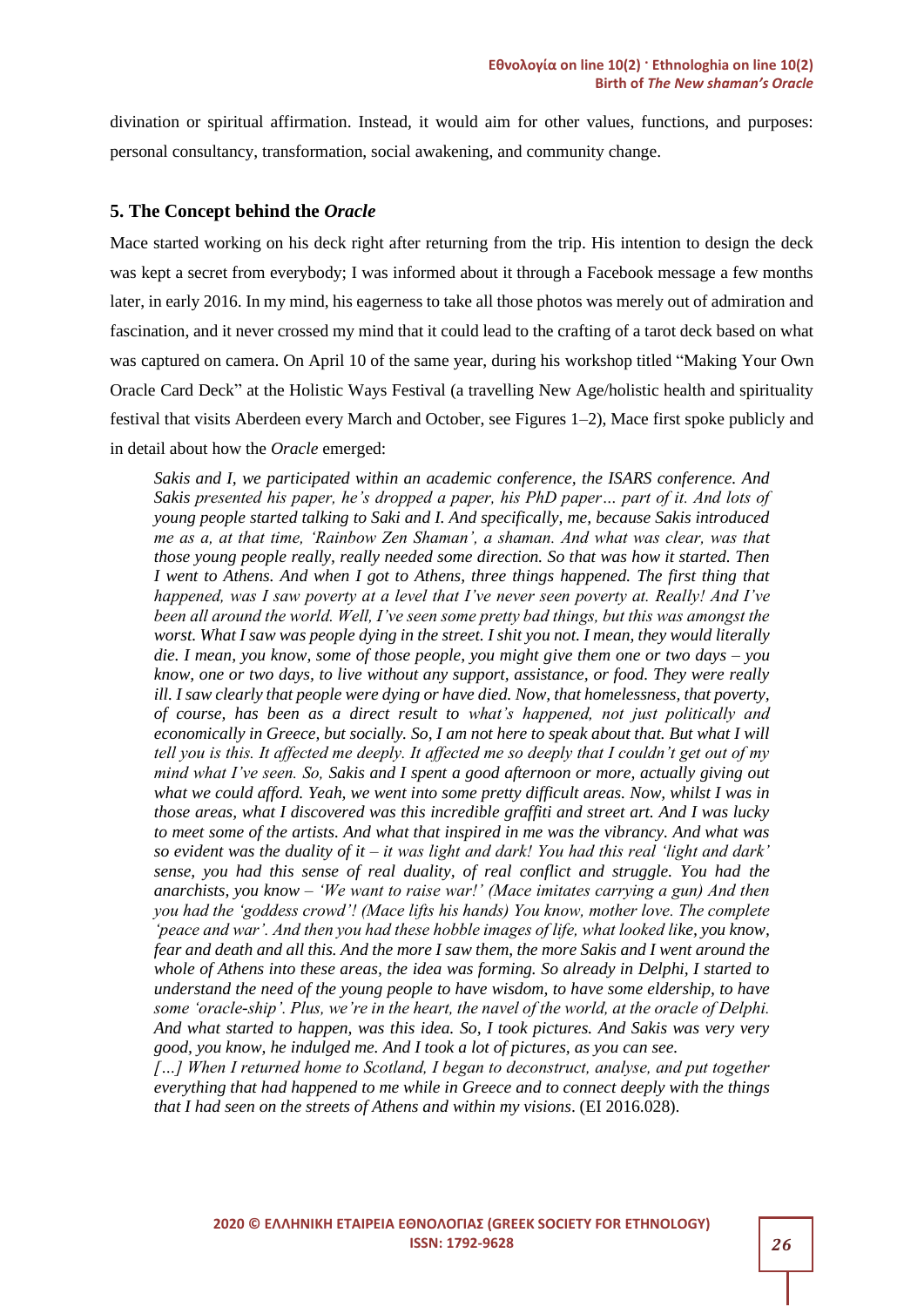divination or spiritual affirmation. Instead, it would aim for other values, functions, and purposes: personal consultancy, transformation, social awakening, and community change.

## 5. The Concept behind the *Oracle*

Mace started working on his deck right after returning from the trip. His intention to design the deck was kept a secret from everybody; I was informed about it through a Facebook message a few months later, in early 2016. In my mind, his eagerness to take all those photos was merely out of admiration and fascination, and it never crossed my mind that it could lead to the crafting of a tarot deck based on what was captured on camera. On April 10 of the same year, during his workshop titled "Making Your Own Oracle Card Deck" at the Holistic Ways Festival (a travelling New Age/holistic health and spirituality festival that visits Aberdeen every March and October, see Figures 1–2), Mace first spoke publicly and in detail about how the *Oracle* emerged:

> *Sakis and I, we participated within an academic conference, the ISARS conference. And Sakis presented his paper, he's dropped a paper, his PhD paper… part of it. And lots of young people started talking to Saki and I. And specifically, me, because Sakis introduced me as a, at that time, 'Rainbow Zen Shaman', a shaman. And what was clear, was that those young people really, really needed some direction. So that was how it started. Then I went to Athens. And when I got to Athens, three things happened. The first thing that happened, was I saw poverty at a level that I've never seen poverty at. Really! And I've been all around the world. Well, I've seen some pretty bad things, but this was amongst the worst. What I saw was people dying in the street. I shit you not. I mean, they would literally die. I mean, you know, some of those people, you might give them one or two days – you know, one or two days, to live without any support, assistance, or food. They were really ill. I saw clearly that people were dying or have died. Now, that homelessness, that poverty, of course, has been as a direct result to what's happened, not just politically and economically in Greece, but socially. So, I am not here to speak about that. But what I will tell you is this. It affected me deeply. It affected me so deeply that I couldn't get out of my mind what I've seen. So, Sakis and I spent a good afternoon or more, actually giving out what we could afford. Yeah, we went into some pretty difficult areas. Now, whilst I was in those areas, what I discovered was this incredible graffiti and street art. And I was lucky to meet some of the artists. And what that inspired in me was the vibrancy. And what was so evident was the duality of it – it was light and dark! You had this real 'light and dark' sense, you had this sense of real duality, of real conflict and struggle. You had the anarchists, you know – 'We want to raise war!' (Mace imitates carrying a gun) And then you had the 'goddess crowd'! (Mace lifts his hands) You know, mother love. The complete 'peace and war'. And then you had these hobble images of life, what looked like, you know, fear and death and all this. And the more I saw them, the more Sakis and I went around the whole of Athens into these areas, the idea was forming. So already in Delphi, I started to understand the need of the young people to have wisdom, to have some eldership, to have some 'oracle-ship'. Plus, we're in the heart, the navel of the world, at the oracle of Delphi. And what started to happen, was this idea. So, I took pictures. And Sakis was very very good, you know, he indulged me. And I took a lot of pictures, as you can see.*
>
> *[…] When I returned home to Scotland, I began to deconstruct, analyse, and put together everything that had happened to me while in Greece and to connect deeply with the things that I had seen on the streets of Athens and within my visions*. (EI 2016.028).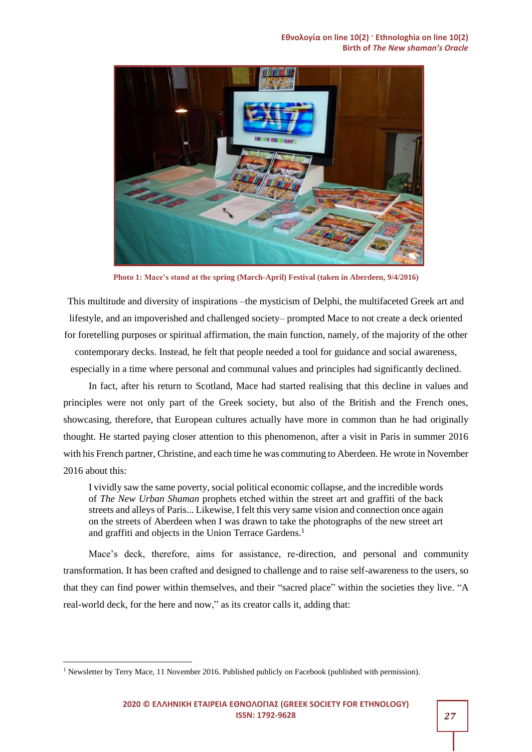Photo 1: Mace's stand at the spring (March-April) Festival (taken in Aberdeen, 9/4/2016)

This multitude and diversity of inspirations –the mysticism of Delphi, the multifaceted Greek art and lifestyle, and an impoverished and challenged society– prompted Mace to not create a deck oriented for foretelling purposes or spiritual affirmation, the main function, namely, of the majority of the other contemporary decks. Instead, he felt that people needed a tool for guidance and social awareness, especially in a time where personal and communal values and principles had significantly declined.

In fact, after his return to Scotland, Mace had started realising that this decline in values and principles were not only part of the Greek society, but also of the British and the French ones, showcasing, therefore, that European cultures actually have more in common than he had originally thought. He started paying closer attention to this phenomenon, after a visit in Paris in summer 2016 with his French partner, Christine, and each time he was commuting to Aberdeen. He wrote in November 2016 about this:

> I vividly saw the same poverty, social political economic collapse, and the incredible words of *The New Urban Shaman* prophets etched within the street art and graffiti of the back streets and alleys of Paris... Likewise, I felt this very same vision and connection once again on the streets of Aberdeen when I was drawn to take the photographs of the new street art and graffiti and objects in the Union Terrace Gardens.[1]

Mace's deck, therefore, aims for assistance, re-direction, and personal and community transformation. It has been crafted and designed to challenge and to raise self-awareness to the users, so that they can find power within themselves, and their "sacred place" within the societies they live. "A real-world deck, for the here and now," as its creator calls it, adding that:

[1] Newsletter by Terry Mace, 11 November 2016. Published publicly on Facebook (published with permission).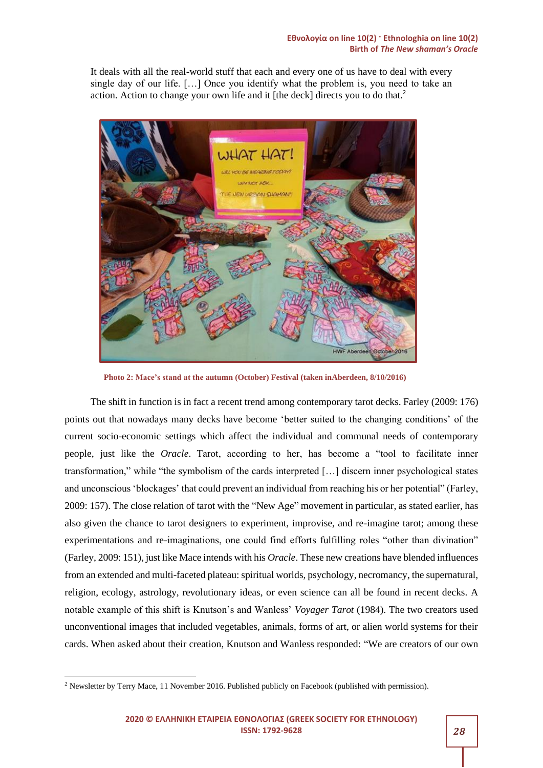It deals with all the real-world stuff that each and every one of us have to deal with every single day of our life. […] Once you identify what the problem is, you need to take an action. Action to change your own life and it [the deck] directs you to do that.[2]

**Photo 2: Mace's stand at the autumn (October) Festival (taken inAberdeen, 8/10/2016)**

The shift in function is in fact a recent trend among contemporary tarot decks. Farley (2009: 176) points out that nowadays many decks have become 'better suited to the changing conditions' of the current socio-economic settings which affect the individual and communal needs of contemporary people, just like the *Oracle*. Tarot, according to her, has become a "tool to facilitate inner transformation," while "the symbolism of the cards interpreted […] discern inner psychological states and unconscious 'blockages' that could prevent an individual from reaching his or her potential" (Farley, 2009: 157). The close relation of tarot with the "New Age" movement in particular, as stated earlier, has also given the chance to tarot designers to experiment, improvise, and re-imagine tarot; among these experimentations and re-imaginations, one could find efforts fulfilling roles "other than divination" (Farley, 2009: 151), just like Mace intends with his *Oracle*. These new creations have blended influences from an extended and multi-faceted plateau: spiritual worlds, psychology, necromancy, the supernatural, religion, ecology, astrology, revolutionary ideas, or even science can all be found in recent decks. A notable example of this shift is Knutson's and Wanless' *Voyager Tarot* (1984). The two creators used unconventional images that included vegetables, animals, forms of art, or alien world systems for their cards. When asked about their creation, Knutson and Wanless responded: "We are creators of our own

[2] Newsletter by Terry Mace, 11 November 2016. Published publicly on Facebook (published with permission).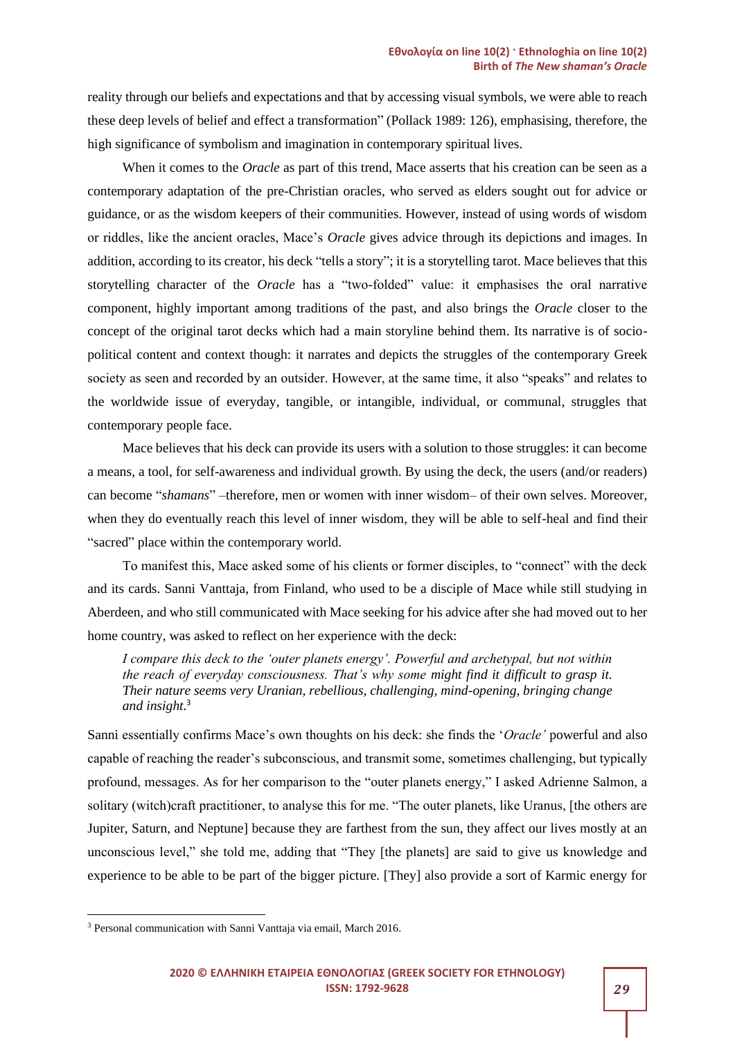reality through our beliefs and expectations and that by accessing visual symbols, we were able to reach these deep levels of belief and effect a transformation" (Pollack 1989: 126), emphasising, therefore, the high significance of symbolism and imagination in contemporary spiritual lives.

When it comes to the *Oracle* as part of this trend, Mace asserts that his creation can be seen as a contemporary adaptation of the pre-Christian oracles, who served as elders sought out for advice or guidance, or as the wisdom keepers of their communities. However, instead of using words of wisdom or riddles, like the ancient oracles, Mace's *Oracle* gives advice through its depictions and images. In addition, according to its creator, his deck "tells a story"; it is a storytelling tarot. Mace believes that this storytelling character of the *Oracle* has a "two-folded" value: it emphasises the oral narrative component, highly important among traditions of the past, and also brings the *Oracle* closer to the concept of the original tarot decks which had a main storyline behind them. Its narrative is of socio-political content and context though: it narrates and depicts the struggles of the contemporary Greek society as seen and recorded by an outsider. However, at the same time, it also "speaks" and relates to the worldwide issue of everyday, tangible, or intangible, individual, or communal, struggles that contemporary people face.

Mace believes that his deck can provide its users with a solution to those struggles: it can become a means, a tool, for self-awareness and individual growth. By using the deck, the users (and/or readers) can become "*shamans*" –therefore, men or women with inner wisdom– of their own selves. Moreover, when they do eventually reach this level of inner wisdom, they will be able to self-heal and find their "sacred" place within the contemporary world.

To manifest this, Mace asked some of his clients or former disciples, to "connect" with the deck and its cards. Sanni Vanttaja, from Finland, who used to be a disciple of Mace while still studying in Aberdeen, and who still communicated with Mace seeking for his advice after she had moved out to her home country, was asked to reflect on her experience with the deck:

> *I compare this deck to the 'outer planets energy'. Powerful and archetypal, but not within the reach of everyday consciousness. That's why some might find it difficult to grasp it. Their nature seems very Uranian, rebellious, challenging, mind-opening, bringing change and insight.*[3]

Sanni essentially confirms Mace's own thoughts on his deck: she finds the '*Oracle'* powerful and also capable of reaching the reader's subconscious, and transmit some, sometimes challenging, but typically profound, messages. As for her comparison to the "outer planets energy," I asked Adrienne Salmon, a solitary (witch)craft practitioner, to analyse this for me. "The outer planets, like Uranus, [the others are Jupiter, Saturn, and Neptune] because they are farthest from the sun, they affect our lives mostly at an unconscious level," she told me, adding that "They [the planets] are said to give us knowledge and experience to be able to be part of the bigger picture. [They] also provide a sort of Karmic energy for

---

[3] Personal communication with Sanni Vanttaja via email, March 2016.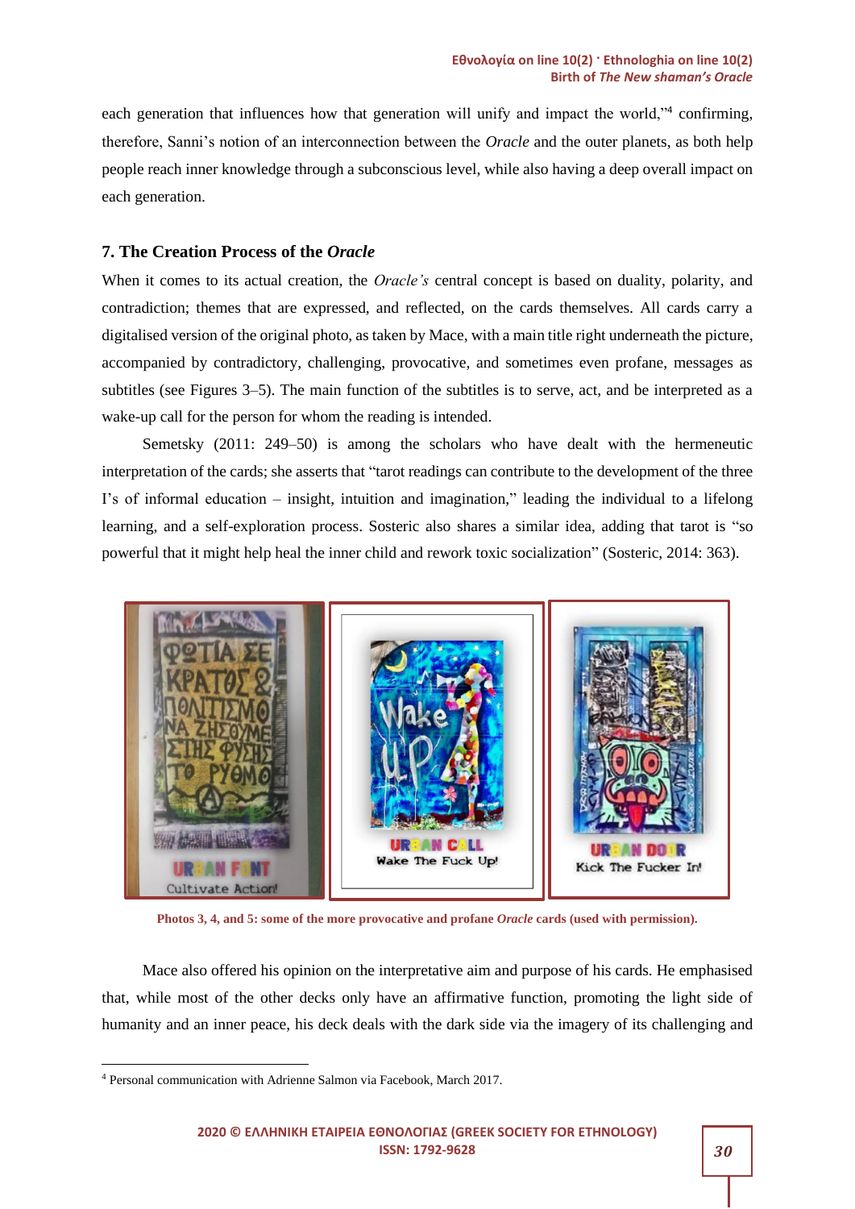each generation that influences how that generation will unify and impact the world,"[4] confirming, therefore, Sanni's notion of an interconnection between the *Oracle* and the outer planets, as both help people reach inner knowledge through a subconscious level, while also having a deep overall impact on each generation.

## 7. The Creation Process of the *Oracle*

When it comes to its actual creation, the *Oracle's* central concept is based on duality, polarity, and contradiction; themes that are expressed, and reflected, on the cards themselves. All cards carry a digitalised version of the original photo, as taken by Mace, with a main title right underneath the picture, accompanied by contradictory, challenging, provocative, and sometimes even profane, messages as subtitles (see Figures 3–5). The main function of the subtitles is to serve, act, and be interpreted as a wake-up call for the person for whom the reading is intended.

Semetsky (2011: 249–50) is among the scholars who have dealt with the hermeneutic interpretation of the cards; she asserts that "tarot readings can contribute to the development of the three I's of informal education – insight, intuition and imagination," leading the individual to a lifelong learning, and a self-exploration process. Sosteric also shares a similar idea, adding that tarot is "so powerful that it might help heal the inner child and rework toxic socialization" (Sosteric, 2014: 363).

**Photos 3, 4, and 5: some of the more provocative and profane *Oracle* cards (used with permission).**

Mace also offered his opinion on the interpretative aim and purpose of his cards. He emphasised that, while most of the other decks only have an affirmative function, promoting the light side of humanity and an inner peace, his deck deals with the dark side via the imagery of its challenging and

[4] Personal communication with Adrienne Salmon via Facebook, March 2017.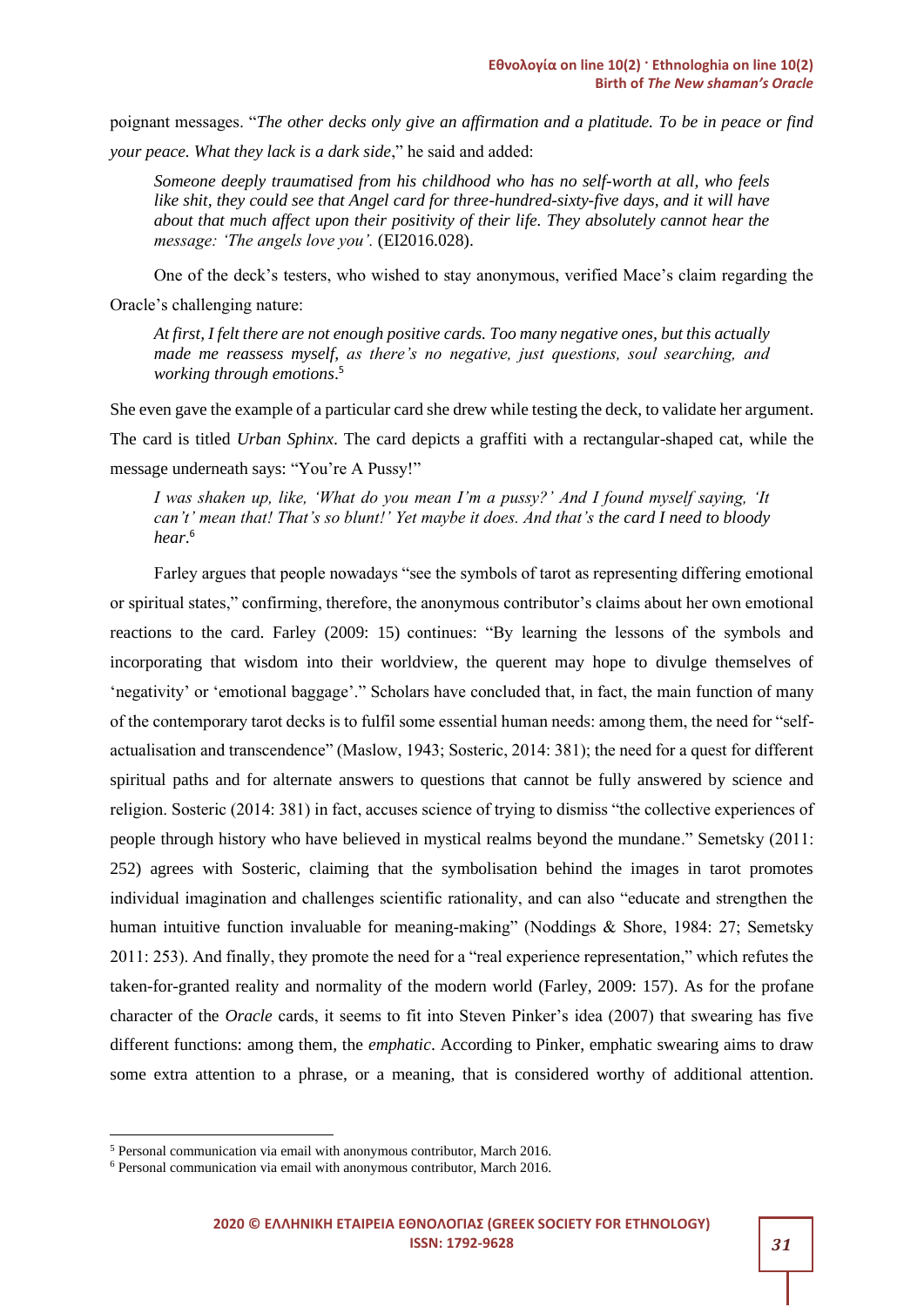poignant messages. "*The other decks only give an affirmation and a platitude. To be in peace or find your peace. What they lack is a dark side*," he said and added:

> *Someone deeply traumatised from his childhood who has no self-worth at all, who feels like shit, they could see that Angel card for three-hundred-sixty-five days, and it will have about that much affect upon their positivity of their life. They absolutely cannot hear the message: 'The angels love you'.* (EI2016.028).

One of the deck's testers, who wished to stay anonymous, verified Mace's claim regarding the Oracle's challenging nature:

> *At first, I felt there are not enough positive cards. Too many negative ones, but this actually made me reassess myself, as there's no negative, just questions, soul searching, and working through emotions*.[5]

She even gave the example of a particular card she drew while testing the deck, to validate her argument. The card is titled *Urban Sphinx*. The card depicts a graffiti with a rectangular-shaped cat, while the message underneath says: "You're A Pussy!"

> *I was shaken up, like, 'What do you mean I'm a pussy?' And I found myself saying, 'It can't' mean that! That's so blunt!' Yet maybe it does. And that's the card I need to bloody hear*.[6]

Farley argues that people nowadays "see the symbols of tarot as representing differing emotional or spiritual states," confirming, therefore, the anonymous contributor's claims about her own emotional reactions to the card. Farley (2009: 15) continues: "By learning the lessons of the symbols and incorporating that wisdom into their worldview, the querent may hope to divulge themselves of 'negativity' or 'emotional baggage'." Scholars have concluded that, in fact, the main function of many of the contemporary tarot decks is to fulfil some essential human needs: among them, the need for "self-actualisation and transcendence" (Maslow, 1943; Sosteric, 2014: 381); the need for a quest for different spiritual paths and for alternate answers to questions that cannot be fully answered by science and religion. Sosteric (2014: 381) in fact, accuses science of trying to dismiss "the collective experiences of people through history who have believed in mystical realms beyond the mundane." Semetsky (2011: 252) agrees with Sosteric, claiming that the symbolisation behind the images in tarot promotes individual imagination and challenges scientific rationality, and can also "educate and strengthen the human intuitive function invaluable for meaning-making" (Noddings & Shore, 1984: 27; Semetsky 2011: 253). And finally, they promote the need for a "real experience representation," which refutes the taken-for-granted reality and normality of the modern world (Farley, 2009: 157). As for the profane character of the *Oracle* cards, it seems to fit into Steven Pinker's idea (2007) that swearing has five different functions: among them, the *emphatic*. According to Pinker, emphatic swearing aims to draw some extra attention to a phrase, or a meaning, that is considered worthy of additional attention.

---

[5] Personal communication via email with anonymous contributor, March 2016.

[6] Personal communication via email with anonymous contributor, March 2016.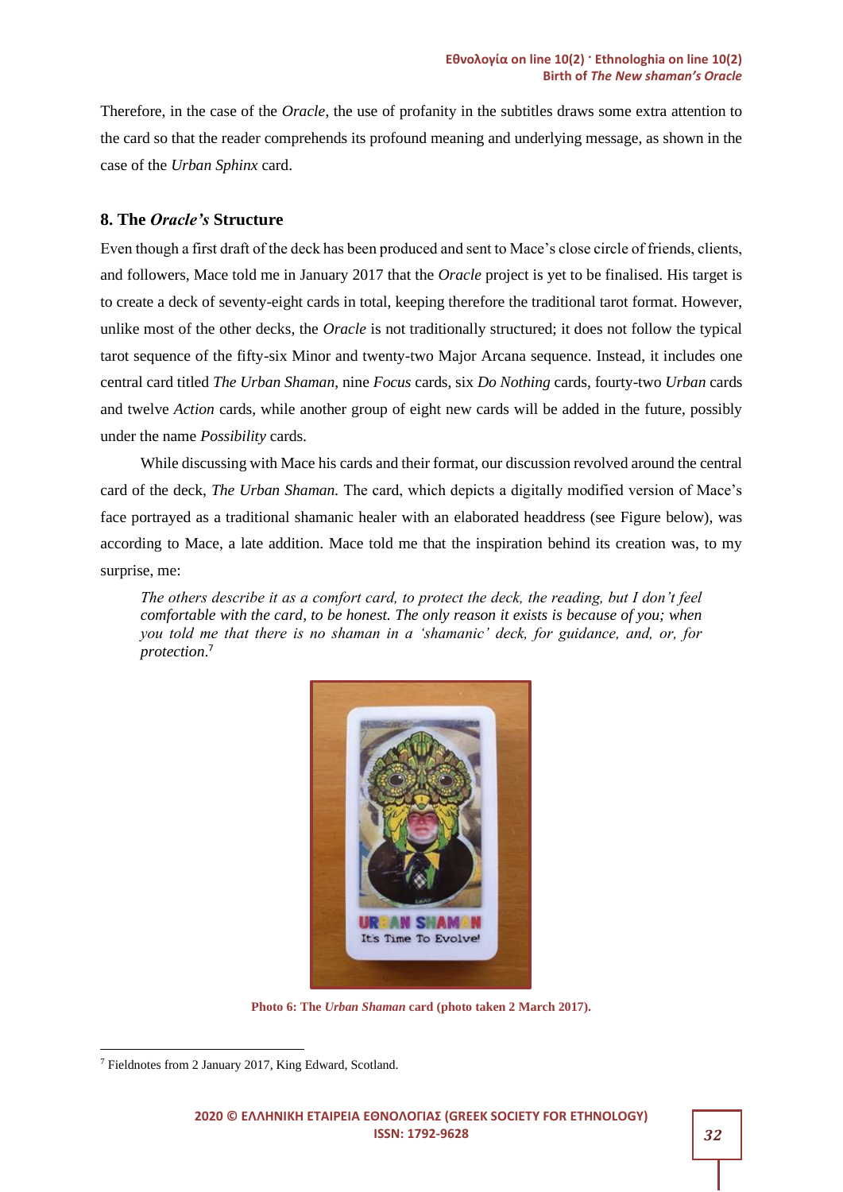Therefore, in the case of the *Oracle*, the use of profanity in the subtitles draws some extra attention to the card so that the reader comprehends its profound meaning and underlying message, as shown in the case of the *Urban Sphinx* card.

## 8. The *Oracle's* Structure

Even though a first draft of the deck has been produced and sent to Mace's close circle of friends, clients, and followers, Mace told me in January 2017 that the *Oracle* project is yet to be finalised. His target is to create a deck of seventy-eight cards in total, keeping therefore the traditional tarot format. However, unlike most of the other decks, the *Oracle* is not traditionally structured; it does not follow the typical tarot sequence of the fifty-six Minor and twenty-two Major Arcana sequence. Instead, it includes one central card titled *The Urban Shaman*, nine *Focus* cards, six *Do Nothing* cards, fourty-two *Urban* cards and twelve *Action* cards, while another group of eight new cards will be added in the future, possibly under the name *Possibility* cards.

While discussing with Mace his cards and their format, our discussion revolved around the central card of the deck, *The Urban Shaman*. The card, which depicts a digitally modified version of Mace's face portrayed as a traditional shamanic healer with an elaborated headdress (see Figure below), was according to Mace, a late addition. Mace told me that the inspiration behind its creation was, to my surprise, me:

> *The others describe it as a comfort card, to protect the deck, the reading, but I don't feel comfortable with the card, to be honest. The only reason it exists is because of you; when you told me that there is no shaman in a 'shamanic' deck, for guidance, and, or, for protection.*[7]

**Photo 6: The *Urban Shaman* card (photo taken 2 March 2017).**

[7] Fieldnotes from 2 January 2017, King Edward, Scotland.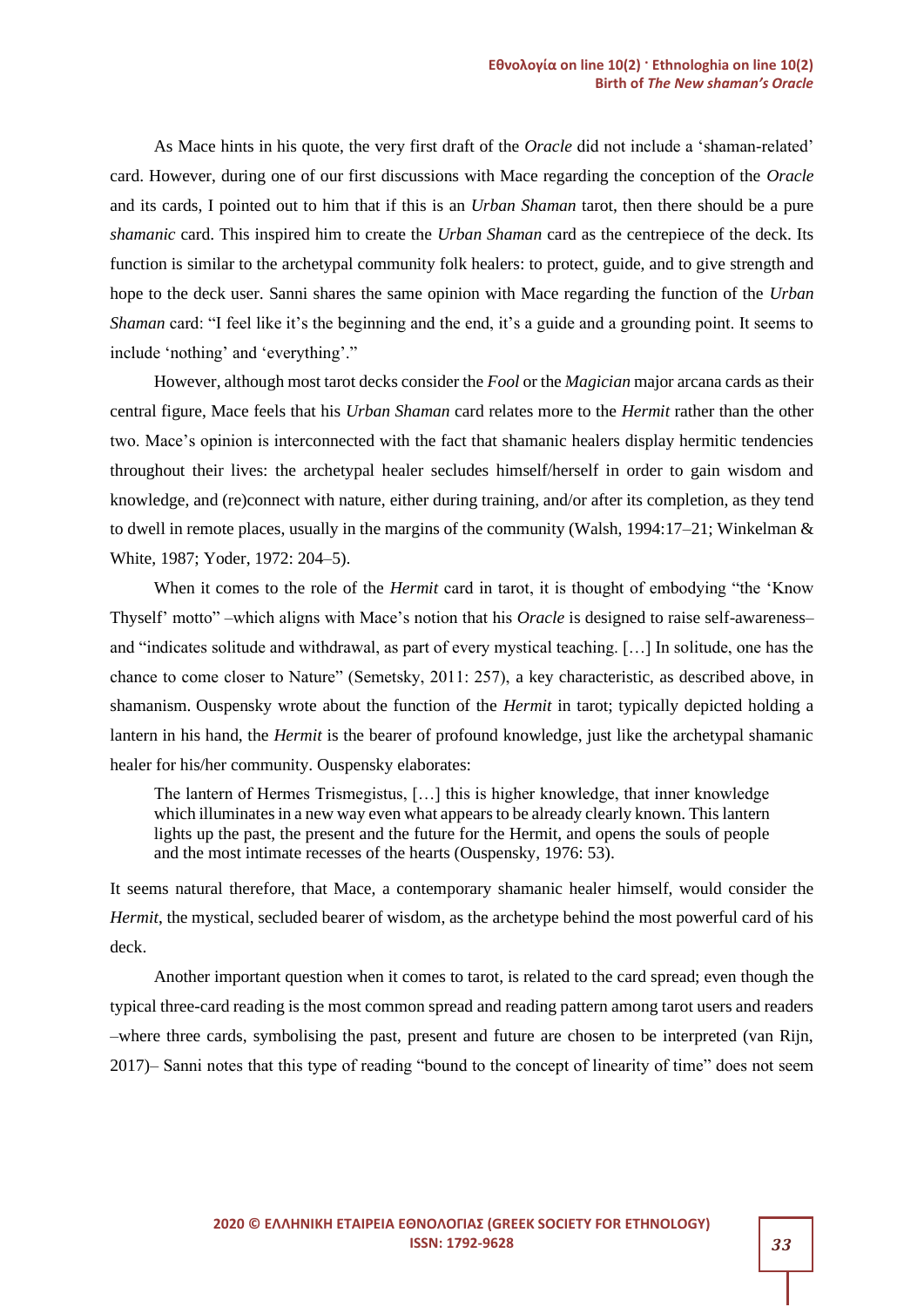As Mace hints in his quote, the very first draft of the *Oracle* did not include a 'shaman-related' card. However, during one of our first discussions with Mace regarding the conception of the *Oracle* and its cards, I pointed out to him that if this is an *Urban Shaman* tarot, then there should be a pure *shamanic* card. This inspired him to create the *Urban Shaman* card as the centrepiece of the deck. Its function is similar to the archetypal community folk healers: to protect, guide, and to give strength and hope to the deck user. Sanni shares the same opinion with Mace regarding the function of the *Urban Shaman* card: "I feel like it's the beginning and the end, it's a guide and a grounding point. It seems to include 'nothing' and 'everything'."

However, although most tarot decks consider the *Fool* or the *Magician* major arcana cards as their central figure, Mace feels that his *Urban Shaman* card relates more to the *Hermit* rather than the other two. Mace's opinion is interconnected with the fact that shamanic healers display hermitic tendencies throughout their lives: the archetypal healer secludes himself/herself in order to gain wisdom and knowledge, and (re)connect with nature, either during training, and/or after its completion, as they tend to dwell in remote places, usually in the margins of the community (Walsh, 1994:17–21; Winkelman & White, 1987; Yoder, 1972: 204–5).

When it comes to the role of the *Hermit* card in tarot, it is thought of embodying "the 'Know Thyself' motto" –which aligns with Mace's notion that his *Oracle* is designed to raise self-awareness– and "indicates solitude and withdrawal, as part of every mystical teaching. […] In solitude, one has the chance to come closer to Nature" (Semetsky, 2011: 257), a key characteristic, as described above, in shamanism. Ouspensky wrote about the function of the *Hermit* in tarot; typically depicted holding a lantern in his hand, the *Hermit* is the bearer of profound knowledge, just like the archetypal shamanic healer for his/her community. Ouspensky elaborates:

> The lantern of Hermes Trismegistus, […] this is higher knowledge, that inner knowledge which illuminates in a new way even what appears to be already clearly known. This lantern lights up the past, the present and the future for the Hermit, and opens the souls of people and the most intimate recesses of the hearts (Ouspensky, 1976: 53).

It seems natural therefore, that Mace, a contemporary shamanic healer himself, would consider the *Hermit*, the mystical, secluded bearer of wisdom, as the archetype behind the most powerful card of his deck.

Another important question when it comes to tarot, is related to the card spread; even though the typical three-card reading is the most common spread and reading pattern among tarot users and readers –where three cards, symbolising the past, present and future are chosen to be interpreted (van Rijn, 2017)– Sanni notes that this type of reading "bound to the concept of linearity of time" does not seem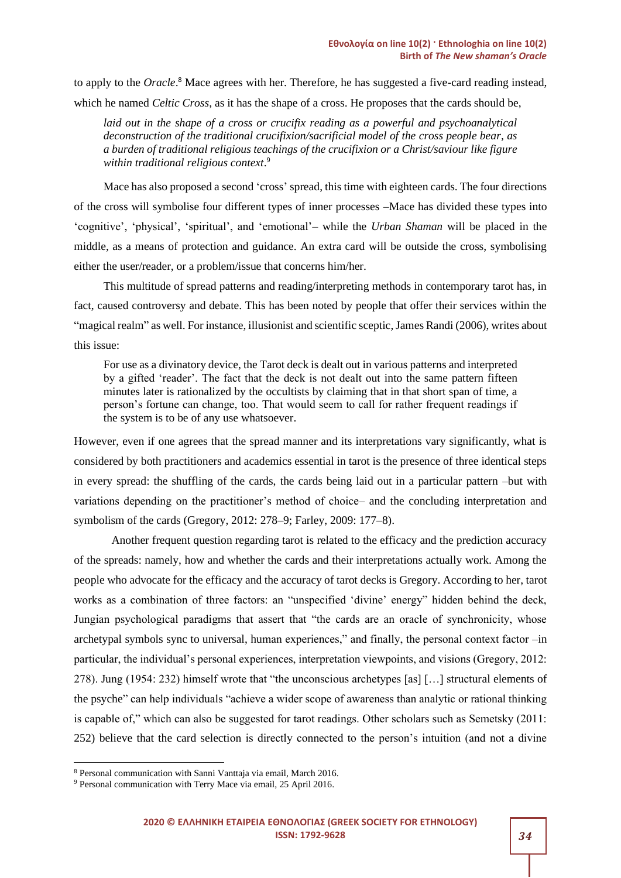to apply to the *Oracle*.[8] Mace agrees with her. Therefore, he has suggested a five-card reading instead, which he named *Celtic Cross*, as it has the shape of a cross. He proposes that the cards should be,

> *laid out in the shape of a cross or crucifix reading as a powerful and psychoanalytical deconstruction of the traditional crucifixion/sacrificial model of the cross people bear, as a burden of traditional religious teachings of the crucifixion or a Christ/saviour like figure within traditional religious context*.[9]

Mace has also proposed a second 'cross' spread, this time with eighteen cards. The four directions of the cross will symbolise four different types of inner processes –Mace has divided these types into 'cognitive', 'physical', 'spiritual', and 'emotional'– while the *Urban Shaman* will be placed in the middle, as a means of protection and guidance. An extra card will be outside the cross, symbolising either the user/reader, or a problem/issue that concerns him/her.

This multitude of spread patterns and reading/interpreting methods in contemporary tarot has, in fact, caused controversy and debate. This has been noted by people that offer their services within the "magical realm" as well. For instance, illusionist and scientific sceptic, James Randi (2006), writes about this issue:

> For use as a divinatory device, the Tarot deck is dealt out in various patterns and interpreted by a gifted 'reader'. The fact that the deck is not dealt out into the same pattern fifteen minutes later is rationalized by the occultists by claiming that in that short span of time, a person's fortune can change, too. That would seem to call for rather frequent readings if the system is to be of any use whatsoever.

However, even if one agrees that the spread manner and its interpretations vary significantly, what is considered by both practitioners and academics essential in tarot is the presence of three identical steps in every spread: the shuffling of the cards, the cards being laid out in a particular pattern –but with variations depending on the practitioner's method of choice– and the concluding interpretation and symbolism of the cards (Gregory, 2012: 278–9; Farley, 2009: 177–8).

Another frequent question regarding tarot is related to the efficacy and the prediction accuracy of the spreads: namely, how and whether the cards and their interpretations actually work. Among the people who advocate for the efficacy and the accuracy of tarot decks is Gregory. According to her, tarot works as a combination of three factors: an "unspecified 'divine' energy" hidden behind the deck, Jungian psychological paradigms that assert that "the cards are an oracle of synchronicity, whose archetypal symbols sync to universal, human experiences," and finally, the personal context factor –in particular, the individual's personal experiences, interpretation viewpoints, and visions (Gregory, 2012: 278). Jung (1954: 232) himself wrote that "the unconscious archetypes [as] […] structural elements of the psyche" can help individuals "achieve a wider scope of awareness than analytic or rational thinking is capable of," which can also be suggested for tarot readings. Other scholars such as Semetsky (2011: 252) believe that the card selection is directly connected to the person's intuition (and not a divine

---

[8] Personal communication with Sanni Vanttaja via email, March 2016.

[9] Personal communication with Terry Mace via email, 25 April 2016.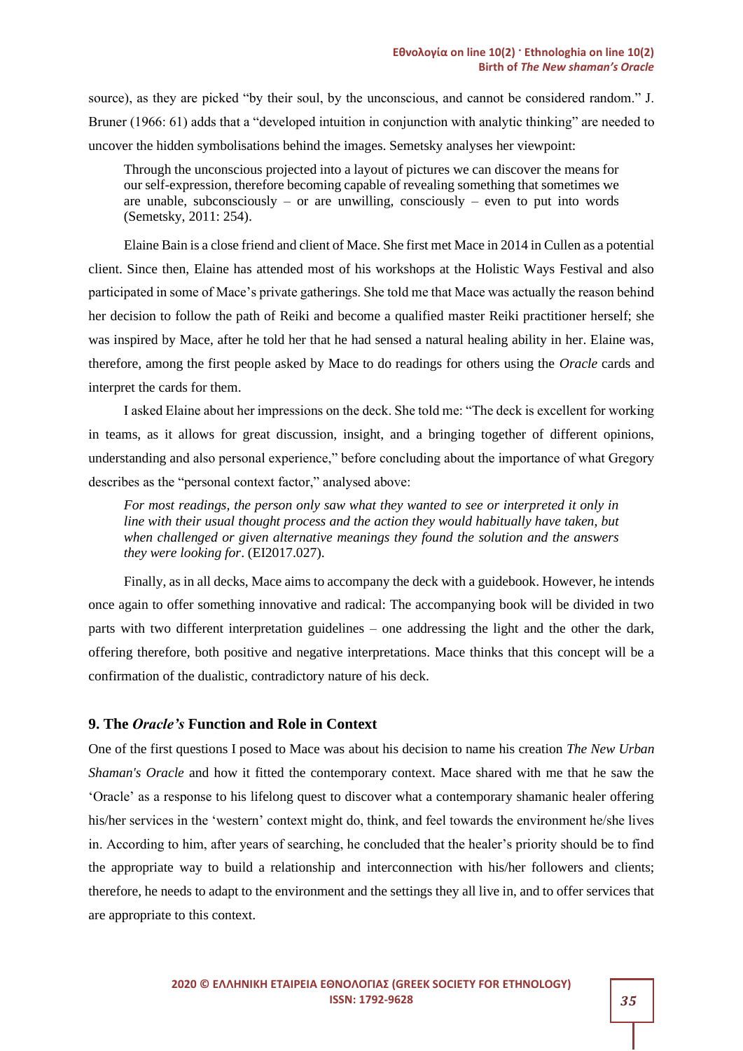source), as they are picked "by their soul, by the unconscious, and cannot be considered random." J. Bruner (1966: 61) adds that a "developed intuition in conjunction with analytic thinking" are needed to uncover the hidden symbolisations behind the images. Semetsky analyses her viewpoint:

> Through the unconscious projected into a layout of pictures we can discover the means for our self-expression, therefore becoming capable of revealing something that sometimes we are unable, subconsciously – or are unwilling, consciously – even to put into words (Semetsky, 2011: 254).

Elaine Bain is a close friend and client of Mace. She first met Mace in 2014 in Cullen as a potential client. Since then, Elaine has attended most of his workshops at the Holistic Ways Festival and also participated in some of Mace's private gatherings. She told me that Mace was actually the reason behind her decision to follow the path of Reiki and become a qualified master Reiki practitioner herself; she was inspired by Mace, after he told her that he had sensed a natural healing ability in her. Elaine was, therefore, among the first people asked by Mace to do readings for others using the *Oracle* cards and interpret the cards for them.

I asked Elaine about her impressions on the deck. She told me: "The deck is excellent for working in teams, as it allows for great discussion, insight, and a bringing together of different opinions, understanding and also personal experience," before concluding about the importance of what Gregory describes as the "personal context factor," analysed above:

> *For most readings, the person only saw what they wanted to see or interpreted it only in line with their usual thought process and the action they would habitually have taken, but when challenged or given alternative meanings they found the solution and the answers they were looking for*. (EI2017.027).

Finally, as in all decks, Mace aims to accompany the deck with a guidebook. However, he intends once again to offer something innovative and radical: The accompanying book will be divided in two parts with two different interpretation guidelines – one addressing the light and the other the dark, offering therefore, both positive and negative interpretations. Mace thinks that this concept will be a confirmation of the dualistic, contradictory nature of his deck.

## 9. The *Oracle's* Function and Role in Context

One of the first questions I posed to Mace was about his decision to name his creation *The New Urban Shaman's Oracle* and how it fitted the contemporary context. Mace shared with me that he saw the 'Oracle' as a response to his lifelong quest to discover what a contemporary shamanic healer offering his/her services in the 'western' context might do, think, and feel towards the environment he/she lives in. According to him, after years of searching, he concluded that the healer's priority should be to find the appropriate way to build a relationship and interconnection with his/her followers and clients; therefore, he needs to adapt to the environment and the settings they all live in, and to offer services that are appropriate to this context.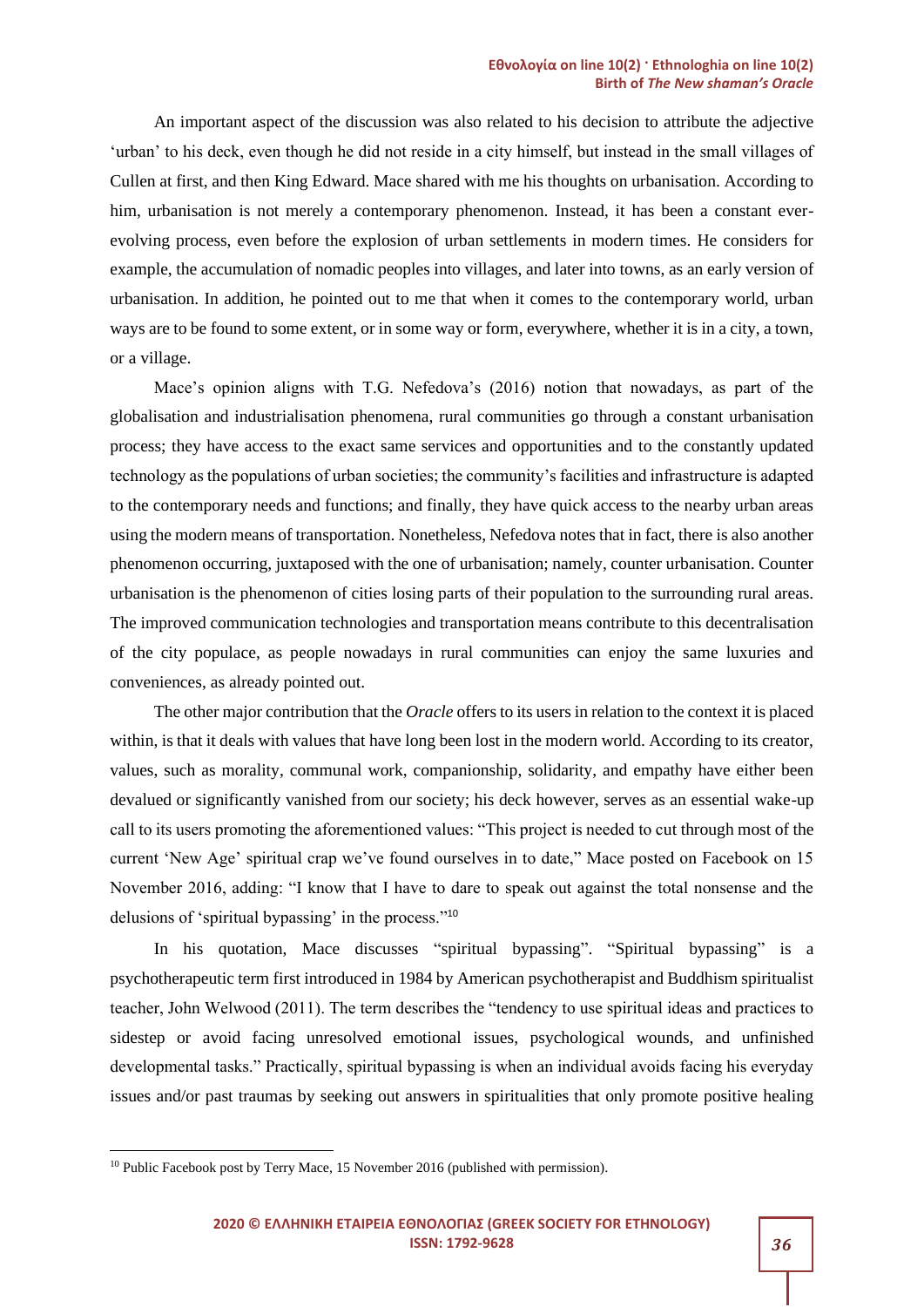An important aspect of the discussion was also related to his decision to attribute the adjective ‘urban’ to his deck, even though he did not reside in a city himself, but instead in the small villages of Cullen at first, and then King Edward. Mace shared with me his thoughts on urbanisation. According to him, urbanisation is not merely a contemporary phenomenon. Instead, it has been a constant ever-evolving process, even before the explosion of urban settlements in modern times. He considers for example, the accumulation of nomadic peoples into villages, and later into towns, as an early version of urbanisation. In addition, he pointed out to me that when it comes to the contemporary world, urban ways are to be found to some extent, or in some way or form, everywhere, whether it is in a city, a town, or a village.

Mace’s opinion aligns with T.G. Nefedova’s (2016) notion that nowadays, as part of the globalisation and industrialisation phenomena, rural communities go through a constant urbanisation process; they have access to the exact same services and opportunities and to the constantly updated technology as the populations of urban societies; the community’s facilities and infrastructure is adapted to the contemporary needs and functions; and finally, they have quick access to the nearby urban areas using the modern means of transportation. Nonetheless, Nefedova notes that in fact, there is also another phenomenon occurring, juxtaposed with the one of urbanisation; namely, counter urbanisation. Counter urbanisation is the phenomenon of cities losing parts of their population to the surrounding rural areas. The improved communication technologies and transportation means contribute to this decentralisation of the city populace, as people nowadays in rural communities can enjoy the same luxuries and conveniences, as already pointed out.

The other major contribution that the *Oracle* offers to its users in relation to the context it is placed within, is that it deals with values that have long been lost in the modern world. According to its creator, values, such as morality, communal work, companionship, solidarity, and empathy have either been devalued or significantly vanished from our society; his deck however, serves as an essential wake-up call to its users promoting the aforementioned values: “This project is needed to cut through most of the current ‘New Age’ spiritual crap we’ve found ourselves in to date,” Mace posted on Facebook on 15 November 2016, adding: “I know that I have to dare to speak out against the total nonsense and the delusions of ‘spiritual bypassing’ in the process.”[10]

In his quotation, Mace discusses “spiritual bypassing”. “Spiritual bypassing” is a psychotherapeutic term first introduced in 1984 by American psychotherapist and Buddhism spiritualist teacher, John Welwood (2011). The term describes the “tendency to use spiritual ideas and practices to sidestep or avoid facing unresolved emotional issues, psychological wounds, and unfinished developmental tasks.” Practically, spiritual bypassing is when an individual avoids facing his everyday issues and/or past traumas by seeking out answers in spiritualities that only promote positive healing

[10] Public Facebook post by Terry Mace, 15 November 2016 (published with permission).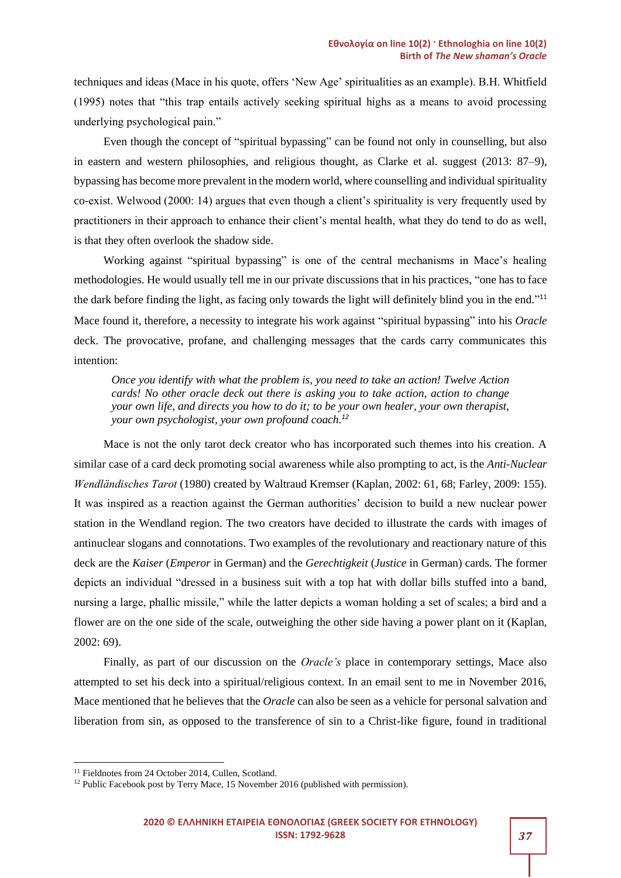techniques and ideas (Mace in his quote, offers 'New Age' spiritualities as an example). B.H. Whitfield (1995) notes that "this trap entails actively seeking spiritual highs as a means to avoid processing underlying psychological pain."

Even though the concept of "spiritual bypassing" can be found not only in counselling, but also in eastern and western philosophies, and religious thought, as Clarke et al. suggest (2013: 87–9), bypassing has become more prevalent in the modern world, where counselling and individual spirituality co-exist. Welwood (2000: 14) argues that even though a client's spirituality is very frequently used by practitioners in their approach to enhance their client's mental health, what they do tend to do as well, is that they often overlook the shadow side.

Working against "spiritual bypassing" is one of the central mechanisms in Mace's healing methodologies. He would usually tell me in our private discussions that in his practices, "one has to face the dark before finding the light, as facing only towards the light will definitely blind you in the end."[11] Mace found it, therefore, a necessity to integrate his work against "spiritual bypassing" into his *Oracle* deck. The provocative, profane, and challenging messages that the cards carry communicates this intention:

> *Once you identify with what the problem is, you need to take an action! Twelve Action cards! No other oracle deck out there is asking you to take action, action to change your own life, and directs you how to do it; to be your own healer, your own therapist, your own psychologist, your own profound coach.*[12]

Mace is not the only tarot deck creator who has incorporated such themes into his creation. A similar case of a card deck promoting social awareness while also prompting to act, is the *Anti-Nuclear Wendländisches Tarot* (1980) created by Waltraud Kremser (Kaplan, 2002: 61, 68; Farley, 2009: 155). It was inspired as a reaction against the German authorities' decision to build a new nuclear power station in the Wendland region. The two creators have decided to illustrate the cards with images of antinuclear slogans and connotations. Two examples of the revolutionary and reactionary nature of this deck are the *Kaiser* (*Emperor* in German) and the *Gerechtigkeit* (*Justice* in German) cards. The former depicts an individual "dressed in a business suit with a top hat with dollar bills stuffed into a band, nursing a large, phallic missile," while the latter depicts a woman holding a set of scales; a bird and a flower are on the one side of the scale, outweighing the other side having a power plant on it (Kaplan, 2002: 69).

Finally, as part of our discussion on the *Oracle's* place in contemporary settings, Mace also attempted to set his deck into a spiritual/religious context. In an email sent to me in November 2016, Mace mentioned that he believes that the *Oracle* can also be seen as a vehicle for personal salvation and liberation from sin, as opposed to the transference of sin to a Christ-like figure, found in traditional

---

[11] Fieldnotes from 24 October 2014, Cullen, Scotland.

[12] Public Facebook post by Terry Mace, 15 November 2016 (published with permission).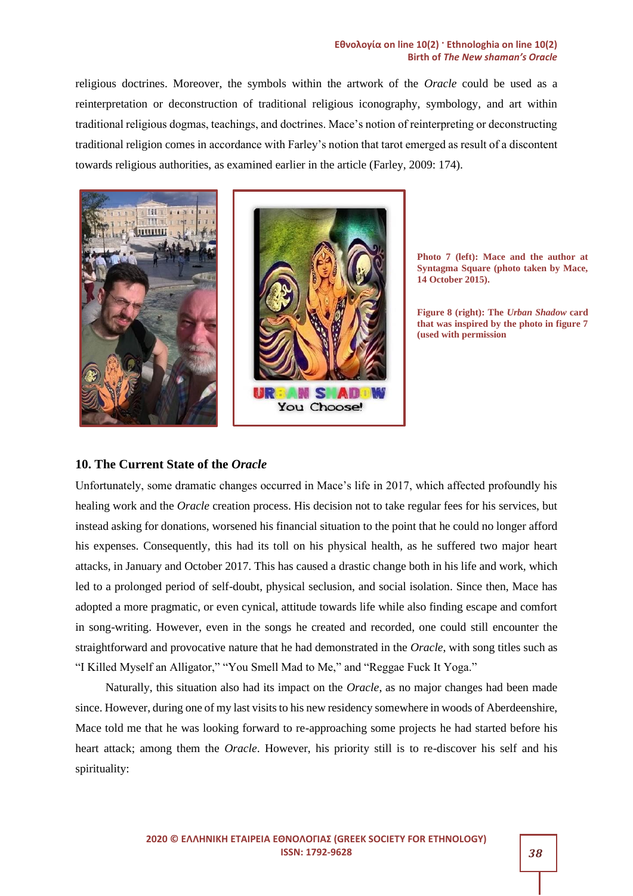religious doctrines. Moreover, the symbols within the artwork of the *Oracle* could be used as a reinterpretation or deconstruction of traditional religious iconography, symbology, and art within traditional religious dogmas, teachings, and doctrines. Mace's notion of reinterpreting or deconstructing traditional religion comes in accordance with Farley's notion that tarot emerged as result of a discontent towards religious authorities, as examined earlier in the article (Farley, 2009: 174).

**Photo 7 (left): Mace and the author at Syntagma Square (photo taken by Mace, 14 October 2015).**

**Figure 8 (right): The *Urban Shadow* card that was inspired by the photo in figure 7 (used with permission**

## 10. The Current State of the *Oracle*

Unfortunately, some dramatic changes occurred in Mace's life in 2017, which affected profoundly his healing work and the *Oracle* creation process. His decision not to take regular fees for his services, but instead asking for donations, worsened his financial situation to the point that he could no longer afford his expenses. Consequently, this had its toll on his physical health, as he suffered two major heart attacks, in January and October 2017. This has caused a drastic change both in his life and work, which led to a prolonged period of self-doubt, physical seclusion, and social isolation. Since then, Mace has adopted a more pragmatic, or even cynical, attitude towards life while also finding escape and comfort in song-writing. However, even in the songs he created and recorded, one could still encounter the straightforward and provocative nature that he had demonstrated in the *Oracle*, with song titles such as "I Killed Myself an Alligator," "You Smell Mad to Me," and "Reggae Fuck It Yoga."

Naturally, this situation also had its impact on the *Oracle*, as no major changes had been made since. However, during one of my last visits to his new residency somewhere in woods of Aberdeenshire, Mace told me that he was looking forward to re-approaching some projects he had started before his heart attack; among them the *Oracle*. However, his priority still is to re-discover his self and his spirituality: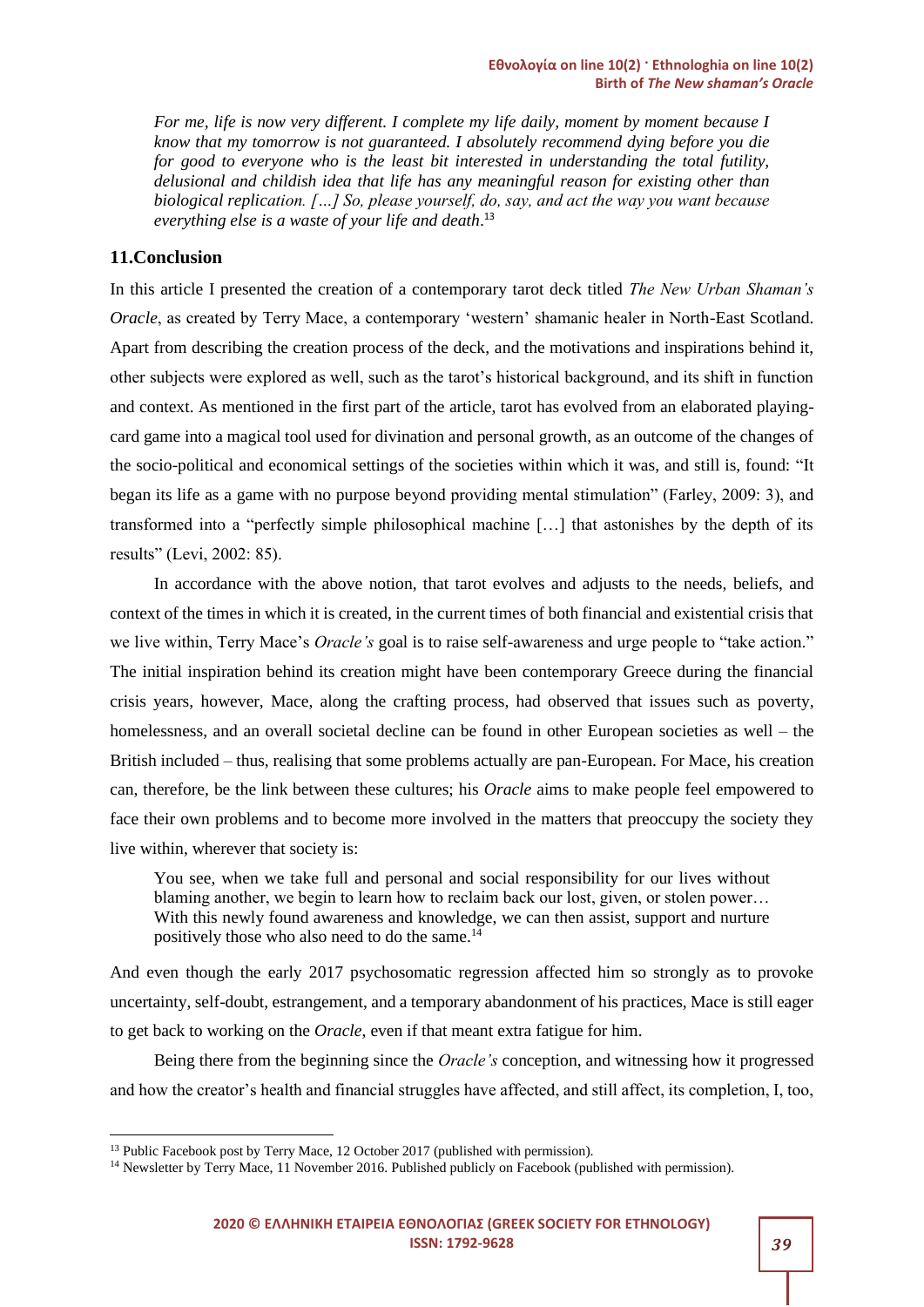*For me, life is now very different. I complete my life daily, moment by moment because I know that my tomorrow is not guaranteed. I absolutely recommend dying before you die for good to everyone who is the least bit interested in understanding the total futility, delusional and childish idea that life has any meaningful reason for existing other than biological replication. […] So, please yourself, do, say, and act the way you want because everything else is a waste of your life and death*.[13]

## 11.Conclusion

In this article I presented the creation of a contemporary tarot deck titled *The New Urban Shaman's Oracle*, as created by Terry Mace, a contemporary 'western' shamanic healer in North-East Scotland. Apart from describing the creation process of the deck, and the motivations and inspirations behind it, other subjects were explored as well, such as the tarot's historical background, and its shift in function and context. As mentioned in the first part of the article, tarot has evolved from an elaborated playing-card game into a magical tool used for divination and personal growth, as an outcome of the changes of the socio-political and economical settings of the societies within which it was, and still is, found: "It began its life as a game with no purpose beyond providing mental stimulation" (Farley, 2009: 3), and transformed into a "perfectly simple philosophical machine […] that astonishes by the depth of its results" (Levi, 2002: 85).

In accordance with the above notion, that tarot evolves and adjusts to the needs, beliefs, and context of the times in which it is created, in the current times of both financial and existential crisis that we live within, Terry Mace's *Oracle's* goal is to raise self-awareness and urge people to "take action." The initial inspiration behind its creation might have been contemporary Greece during the financial crisis years, however, Mace, along the crafting process, had observed that issues such as poverty, homelessness, and an overall societal decline can be found in other European societies as well – the British included – thus, realising that some problems actually are pan-European. For Mace, his creation can, therefore, be the link between these cultures; his *Oracle* aims to make people feel empowered to face their own problems and to become more involved in the matters that preoccupy the society they live within, wherever that society is:

> You see, when we take full and personal and social responsibility for our lives without blaming another, we begin to learn how to reclaim back our lost, given, or stolen power… With this newly found awareness and knowledge, we can then assist, support and nurture positively those who also need to do the same.[14]

And even though the early 2017 psychosomatic regression affected him so strongly as to provoke uncertainty, self-doubt, estrangement, and a temporary abandonment of his practices, Mace is still eager to get back to working on the *Oracle*, even if that meant extra fatigue for him.

Being there from the beginning since the *Oracle's* conception, and witnessing how it progressed and how the creator's health and financial struggles have affected, and still affect, its completion, I, too,

---

[13] Public Facebook post by Terry Mace, 12 October 2017 (published with permission).

[14] Newsletter by Terry Mace, 11 November 2016. Published publicly on Facebook (published with permission).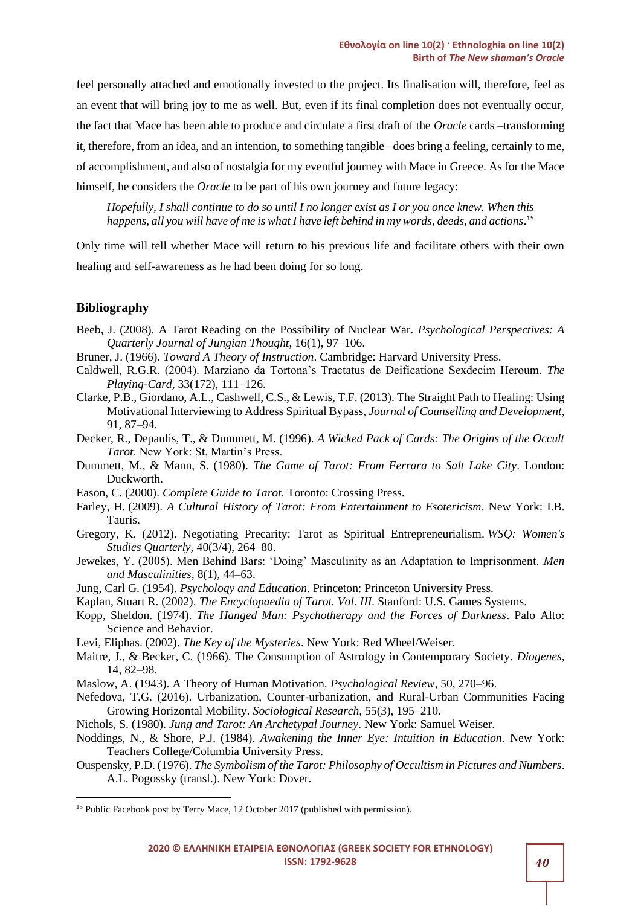feel personally attached and emotionally invested to the project. Its finalisation will, therefore, feel as an event that will bring joy to me as well. But, even if its final completion does not eventually occur, the fact that Mace has been able to produce and circulate a first draft of the *Oracle* cards –transforming it, therefore, from an idea, and an intention, to something tangible– does bring a feeling, certainly to me, of accomplishment, and also of nostalgia for my eventful journey with Mace in Greece. As for the Mace himself, he considers the *Oracle* to be part of his own journey and future legacy:

> *Hopefully, I shall continue to do so until I no longer exist as I or you once knew. When this happens, all you will have of me is what I have left behind in my words, deeds, and actions*.[15]

Only time will tell whether Mace will return to his previous life and facilitate others with their own healing and self-awareness as he had been doing for so long.

## Bibliography

Beeb, J. (2008). A Tarot Reading on the Possibility of Nuclear War. *Psychological Perspectives: A Quarterly Journal of Jungian Thought*, 16(1), 97–106.

Bruner, J. (1966). *Toward A Theory of Instruction*. Cambridge: Harvard University Press.

Caldwell, R.G.R. (2004). Marziano da Tortona's Tractatus de Deificatione Sexdecim Heroum. *The Playing-Card*, 33(172), 111–126.

Clarke, P.B., Giordano, A.L., Cashwell, C.S., & Lewis, T.F. (2013). The Straight Path to Healing: Using Motivational Interviewing to Address Spiritual Bypass, *Journal of Counselling and Development*, 91, 87–94.

Decker, R., Depaulis, T., & Dummett, M. (1996). *A Wicked Pack of Cards: The Origins of the Occult Tarot*. New York: St. Martin's Press.

Dummett, M., & Mann, S. (1980). *The Game of Tarot: From Ferrara to Salt Lake City*. London: Duckworth.

Eason, C. (2000). *Complete Guide to Tarot*. Toronto: Crossing Press.

Farley, H. (2009). *A Cultural History of Tarot: From Entertainment to Esotericism*. New York: I.B. Tauris.

Gregory, K. (2012). Negotiating Precarity: Tarot as Spiritual Entrepreneurialism. *WSQ: Women's Studies Quarterly*, 40(3/4), 264–80.

Jewekes, Y. (2005). Men Behind Bars: 'Doing' Masculinity as an Adaptation to Imprisonment. *Men and Masculinities*, 8(1), 44–63.

Jung, Carl G. (1954). *Psychology and Education*. Princeton: Princeton University Press.

Kaplan, Stuart R. (2002). *The Encyclopaedia of Tarot. Vol. III.* Stanford: U.S. Games Systems.

Kopp, Sheldon. (1974). *The Hanged Man: Psychotherapy and the Forces of Darkness*. Palo Alto: Science and Behavior.

Levi, Eliphas. (2002). *The Key of the Mysteries*. New York: Red Wheel/Weiser.

Maitre, J., & Becker, C. (1966). The Consumption of Astrology in Contemporary Society. *Diogenes*, 14, 82–98.

Maslow, A. (1943). A Theory of Human Motivation. *Psychological Review*, 50, 270–96.

Nefedova, T.G. (2016). Urbanization, Counter-urbanization, and Rural-Urban Communities Facing Growing Horizontal Mobility. *Sociological Research*, 55(3), 195–210.

Nichols, S. (1980). *Jung and Tarot: An Archetypal Journey*. New York: Samuel Weiser.

Noddings, N., & Shore, P.J. (1984). *Awakening the Inner Eye: Intuition in Education*. New York: Teachers College/Columbia University Press.

Ouspensky, P.D. (1976). *The Symbolism of the Tarot: Philosophy of Occultism in Pictures and Numbers*. A.L. Pogossky (transl.). New York: Dover.

[15] Public Facebook post by Terry Mace, 12 October 2017 (published with permission).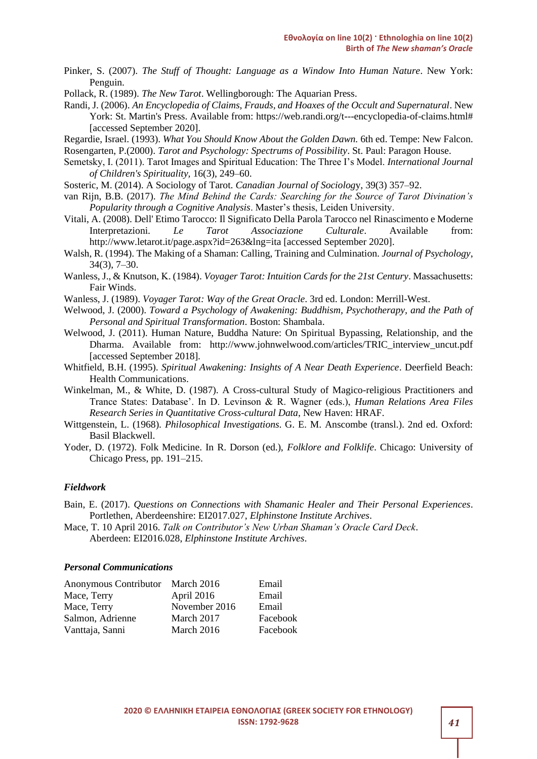Pinker, S. (2007). *The Stuff of Thought: Language as a Window Into Human Nature*. New York: Penguin.

Pollack, R. (1989). *The New Tarot*. Wellingborough: The Aquarian Press.

Randi, J. (2006). *An Encyclopedia of Claims, Frauds, and Hoaxes of the Occult and Supernatural*. New York: St. Martin's Press. Available from: https://web.randi.org/t---encyclopedia-of-claims.html# [accessed September 2020].

Regardie, Israel. (1993). *What You Should Know About the Golden Dawn.* 6th ed. Tempe: New Falcon.

Rosengarten, P.(2000). *Tarot and Psychology: Spectrums of Possibility*. St. Paul: Paragon House.

Semetsky, I. (2011). Tarot Images and Spiritual Education: The Three I's Model. *International Journal of Children's Spirituality,* 16(3), 249–60.

Sosteric, M. (2014). A Sociology of Tarot. *Canadian Journal of Sociolog*y, 39(3) 357–92.

van Rijn, B.B. (2017). *The Mind Behind the Cards: Searching for the Source of Tarot Divination's Popularity through a Cognitive Analysis*. Master's thesis, Leiden University.

Vitali, A. (2008). Dell' Etimo Tarocco: Il Significato Della Parola Tarocco nel Rinascimento e Moderne Interpretazioni. *Le Tarot Associazione Culturale*. Available from: http://www.letarot.it/page.aspx?id=263&lng=ita [accessed September 2020].

Walsh, R. (1994). The Making of a Shaman: Calling, Training and Culmination. *Journal of Psychology*, 34(3), 7–30.

Wanless, J., & Knutson, K. (1984). *Voyager Tarot: Intuition Cards for the 21st Century*. Massachusetts: Fair Winds.

Wanless, J. (1989). *Voyager Tarot: Way of the Great Oracle*. 3rd ed. London: Merrill-West.

Welwood, J. (2000). *Toward a Psychology of Awakening: Buddhism, Psychotherapy, and the Path of Personal and Spiritual Transformation*. Boston: Shambala.

Welwood, J. (2011). Human Nature, Buddha Nature: On Spiritual Bypassing, Relationship, and the Dharma. Available from: http://www.johnwelwood.com/articles/TRIC_interview_uncut.pdf [accessed September 2018].

Whitfield, B.H. (1995). *Spiritual Awakening: Insights of A Near Death Experience*. Deerfield Beach: Health Communications.

Winkelman, M., & White, D. (1987). A Cross-cultural Study of Magico-religious Practitioners and Trance States: Database'. In D. Levinson & R. Wagner (eds.), *Human Relations Area Files Research Series in Quantitative Cross-cultural Data*, New Haven: HRAF.

Wittgenstein, L. (1968). *Philosophical Investigations*. G. E. M. Anscombe (transl.). 2nd ed. Oxford: Basil Blackwell.

Yoder, D. (1972). Folk Medicine. In R. Dorson (ed.), *Folklore and Folklife*. Chicago: University of Chicago Press, pp. 191–215.

### *Fieldwork*

Bain, E. (2017). *Questions on Connections with Shamanic Healer and Their Personal Experiences*. Portlethen, Aberdeenshire: EI2017.027, *Elphinstone Institute Archives*.

Mace, T. 10 April 2016. *Talk on Contributor's New Urban Shaman's Oracle Card Deck*. Aberdeen: EI2016.028, *Elphinstone Institute Archives*.

### *Personal Communications*

| | | |
|---|---|---|
| Anonymous Contributor | March 2016 | Email |
| Mace, Terry | April 2016 | Email |
| Mace, Terry | November 2016 | Email |
| Salmon, Adrienne | March 2017 | Facebook |
| Vanttaja, Sanni | March 2016 | Facebook |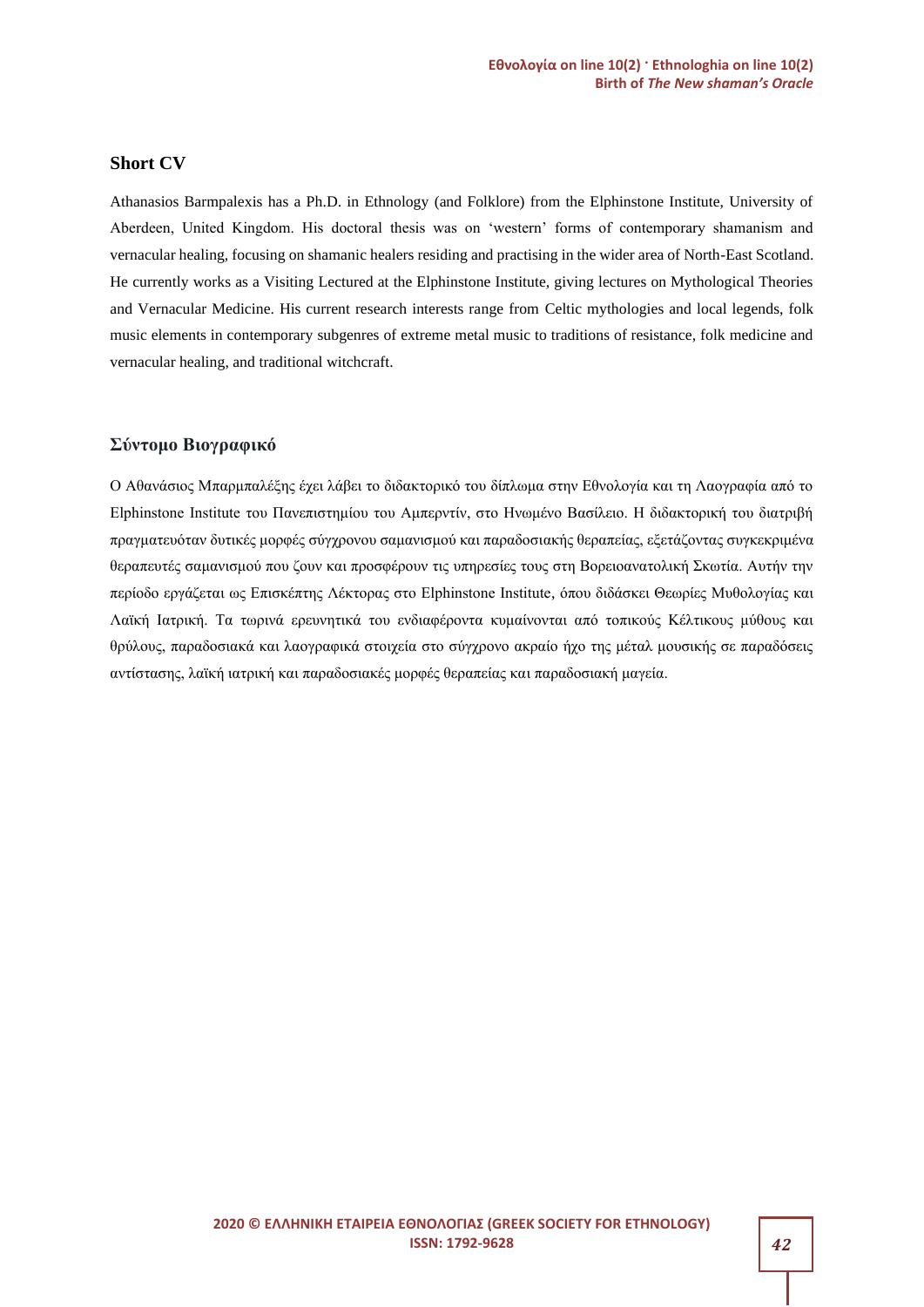## Short CV

Athanasios Barmpalexis has a Ph.D. in Ethnology (and Folklore) from the Elphinstone Institute, University of Aberdeen, United Kingdom. His doctoral thesis was on 'western' forms of contemporary shamanism and vernacular healing, focusing on shamanic healers residing and practising in the wider area of North-East Scotland. He currently works as a Visiting Lectured at the Elphinstone Institute, giving lectures on Mythological Theories and Vernacular Medicine. His current research interests range from Celtic mythologies and local legends, folk music elements in contemporary subgenres of extreme metal music to traditions of resistance, folk medicine and vernacular healing, and traditional witchcraft.

## Σύντομο Βιογραφικό

Ο Αθανάσιος Μπαρμπαλέξης έχει λάβει το διδακτορικό του δίπλωμα στην Εθνολογία και τη Λαογραφία από το Elphinstone Institute του Πανεπιστημίου του Αμπερντίν, στο Ηνωμένο Βασίλειο. Η διδακτορική του διατριβή πραγματευόταν δυτικές μορφές σύγχρονου σαμανισμού και παραδοσιακής θεραπείας, εξετάζοντας συγκεκριμένα θεραπευτές σαμανισμού που ζουν και προσφέρουν τις υπηρεσίες τους στη Βορειοανατολική Σκωτία. Αυτήν την περίοδο εργάζεται ως Επισκέπτης Λέκτορας στο Elphinstone Institute, όπου διδάσκει Θεωρίες Μυθολογίας και Λαϊκή Ιατρική. Τα τωρινά ερευνητικά του ενδιαφέροντα κυμαίνονται από τοπικούς Κέλτικους μύθους και θρύλους, παραδοσιακά και λαογραφικά στοιχεία στο σύγχρονο ακραίο ήχο της μέταλ μουσικής σε παραδόσεις αντίστασης, λαϊκή ιατρική και παραδοσιακές μορφές θεραπείας και παραδοσιακή μαγεία.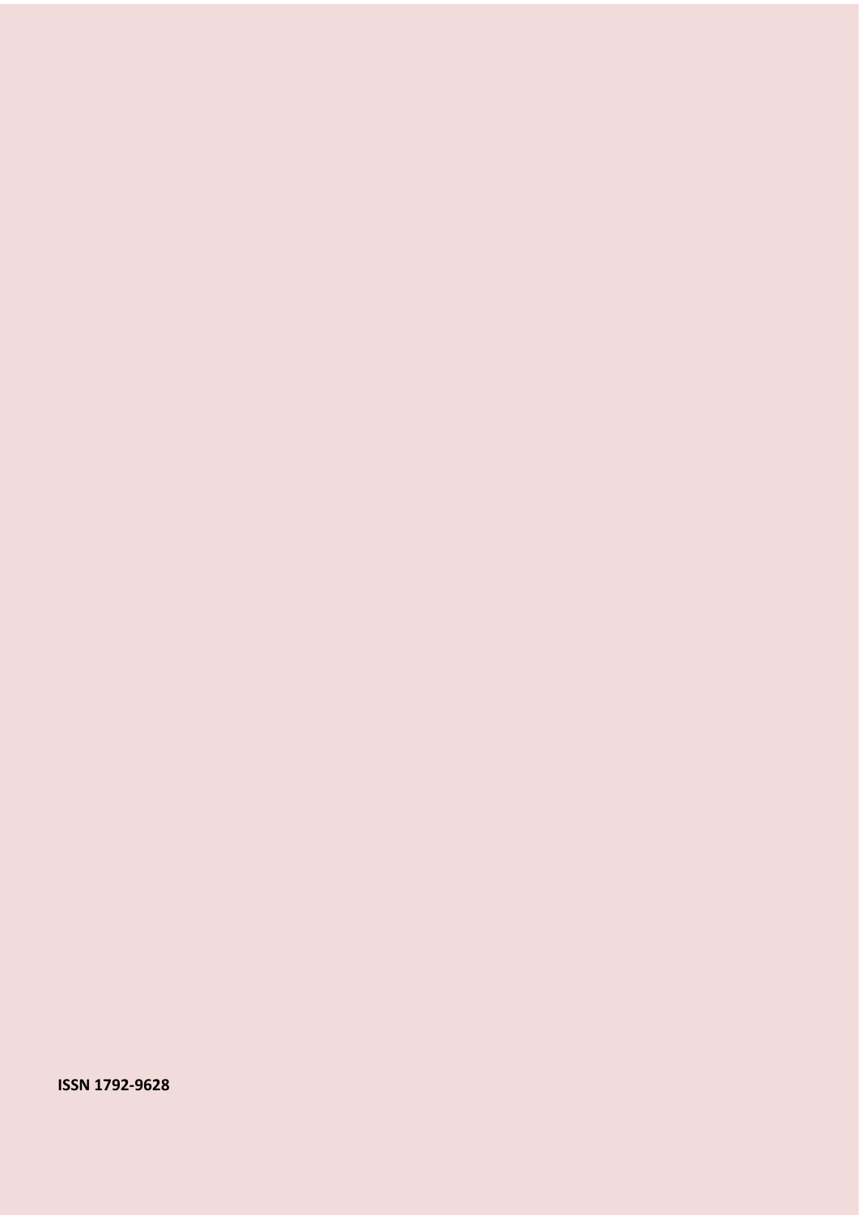**ISSN 1792-9628**